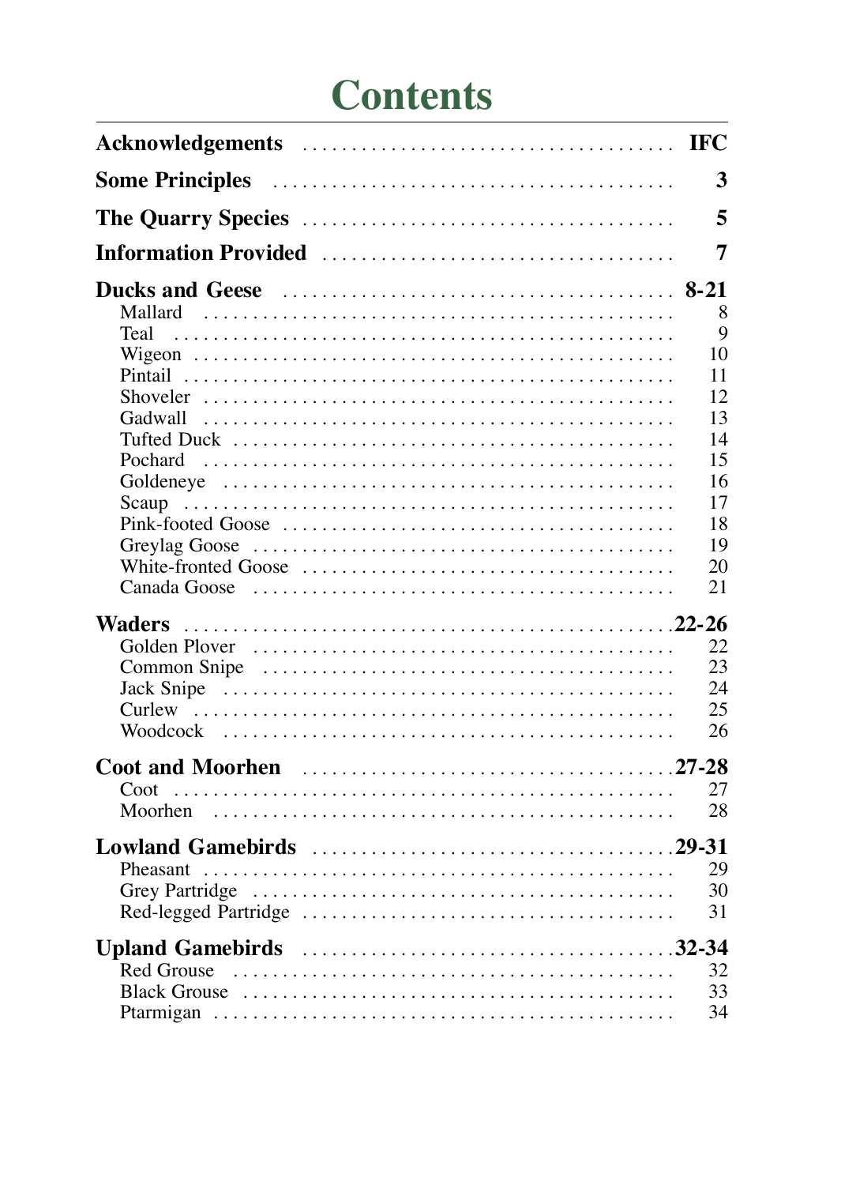# Contents

| | |
|---|---|
| **Acknowledgements** | **IFC** |
| **Some Principles** | **3** |
| **The Quarry Species** | **5** |
| **Information Provided** | **7** |
| **Ducks and Geese** | **8-21** |
| Mallard | 8 |
| Teal | 9 |
| Wigeon | 10 |
| Pintail | 11 |
| Shoveler | 12 |
| Gadwall | 13 |
| Tufted Duck | 14 |
| Pochard | 15 |
| Goldeneye | 16 |
| Scaup | 17 |
| Pink-footed Goose | 18 |
| Greylag Goose | 19 |
| White-fronted Goose | 20 |
| Canada Goose | 21 |
| **Waders** | **22-26** |
| Golden Plover | 22 |
| Common Snipe | 23 |
| Jack Snipe | 24 |
| Curlew | 25 |
| Woodcock | 26 |
| **Coot and Moorhen** | **27-28** |
| Coot | 27 |
| Moorhen | 28 |
| **Lowland Gamebirds** | **29-31** |
| Pheasant | 29 |
| Grey Partridge | 30 |
| Red-legged Partridge | 31 |
| **Upland Gamebirds** | **32-34** |
| Red Grouse | 32 |
| Black Grouse | 33 |
| Ptarmigan | 34 |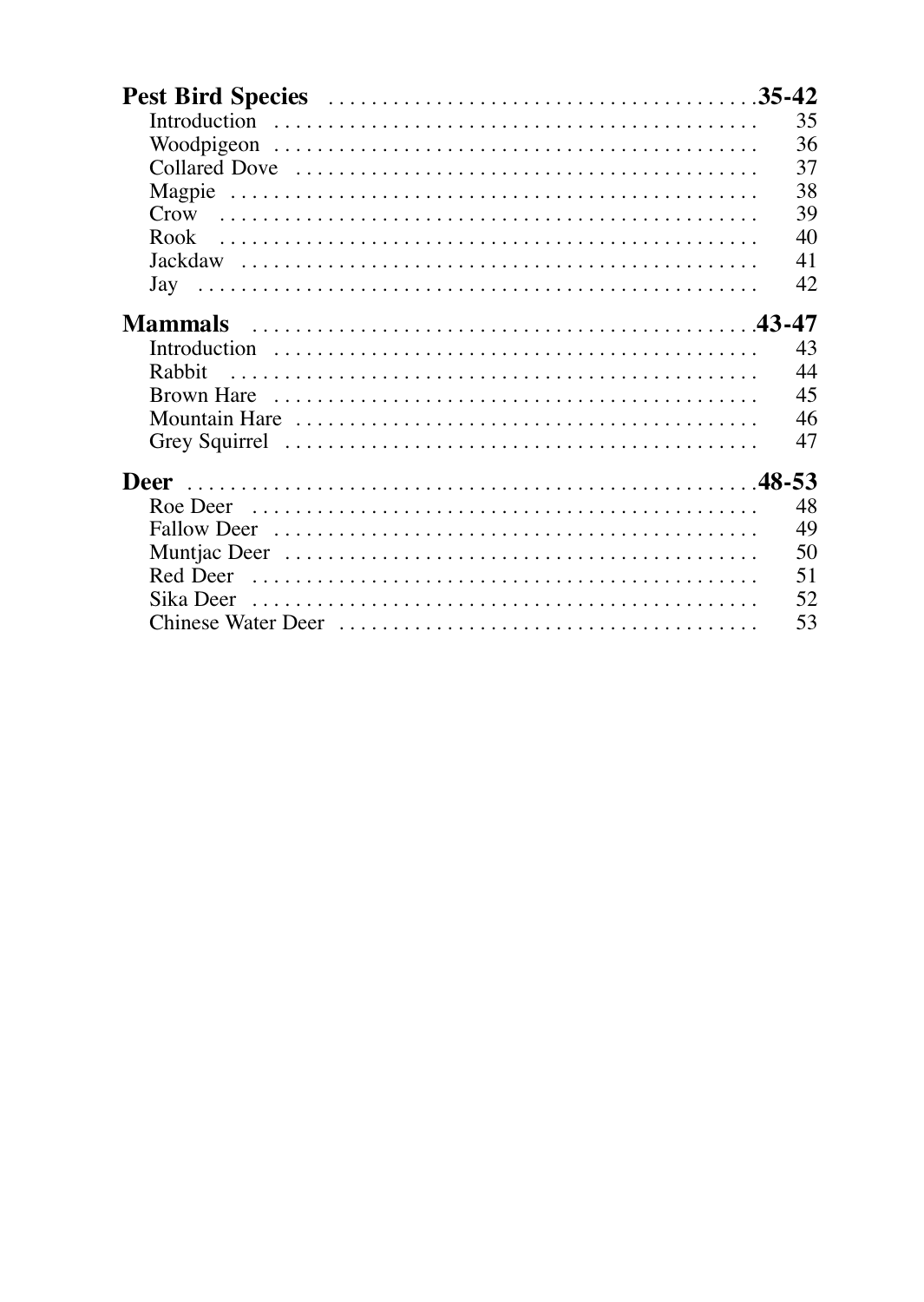**Pest Bird Species** ........................................35-42

- Introduction ........................................ 35
- Woodpigeon ........................................ 36
- Collared Dove ........................................ 37
- Magpie ........................................ 38
- Crow ........................................ 39
- Rook ........................................ 40
- Jackdaw ........................................ 41
- Jay ........................................ 42

**Mammals** ........................................43-47

- Introduction ........................................ 43
- Rabbit ........................................ 44
- Brown Hare ........................................ 45
- Mountain Hare ........................................ 46
- Grey Squirrel ........................................ 47

**Deer** ........................................48-53

- Roe Deer ........................................ 48
- Fallow Deer ........................................ 49
- Muntjac Deer ........................................ 50
- Red Deer ........................................ 51
- Sika Deer ........................................ 52
- Chinese Water Deer ........................................ 53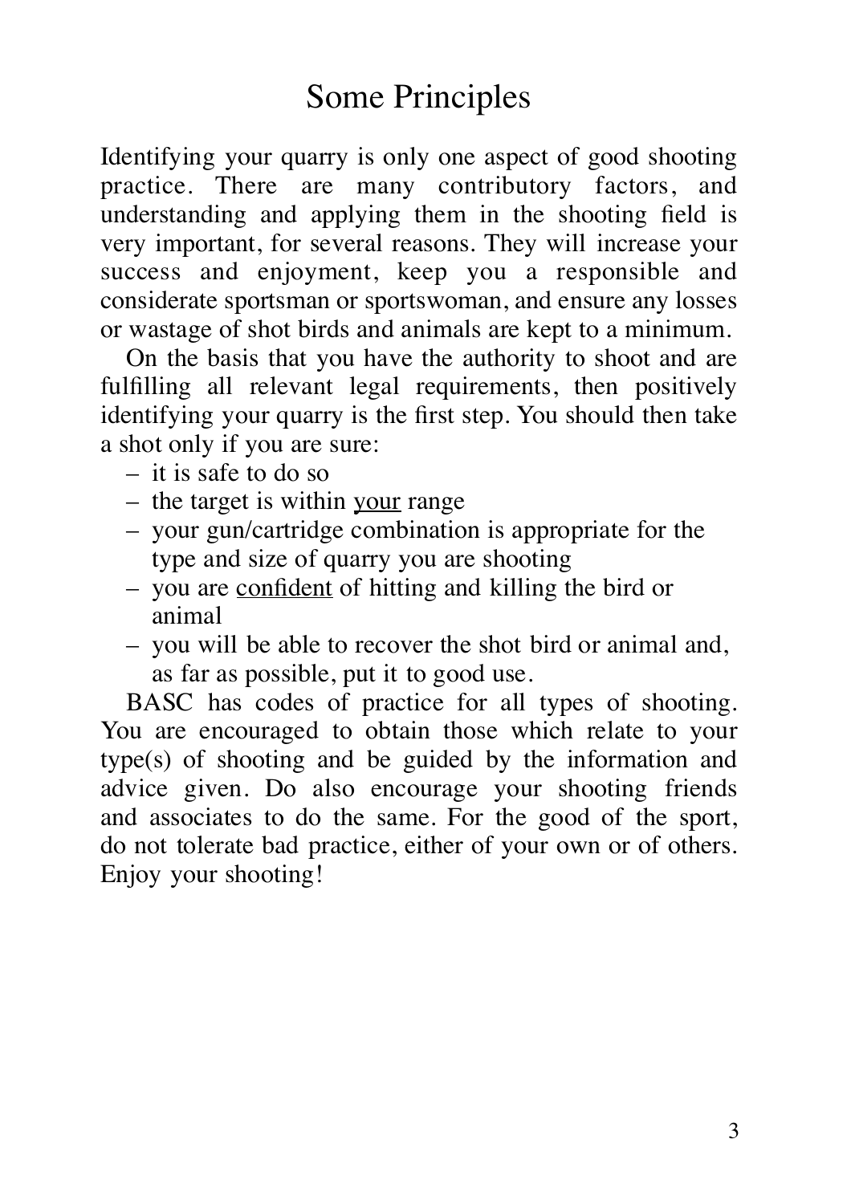# Some Principles

Identifying your quarry is only one aspect of good shooting practice. There are many contributory factors, and understanding and applying them in the shooting field is very important, for several reasons. They will increase your success and enjoyment, keep you a responsible and considerate sportsman or sportswoman, and ensure any losses or wastage of shot birds and animals are kept to a minimum.

On the basis that you have the authority to shoot and are fulfilling all relevant legal requirements, then positively identifying your quarry is the first step. You should then take a shot only if you are sure:

- it is safe to do so
- the target is within <u>your</u> range
- your gun/cartridge combination is appropriate for the type and size of quarry you are shooting
- you are <u>confident</u> of hitting and killing the bird or animal
- you will be able to recover the shot bird or animal and, as far as possible, put it to good use.

BASC has codes of practice for all types of shooting. You are encouraged to obtain those which relate to your type(s) of shooting and be guided by the information and advice given. Do also encourage your shooting friends and associates to do the same. For the good of the sport, do not tolerate bad practice, either of your own or of others. Enjoy your shooting!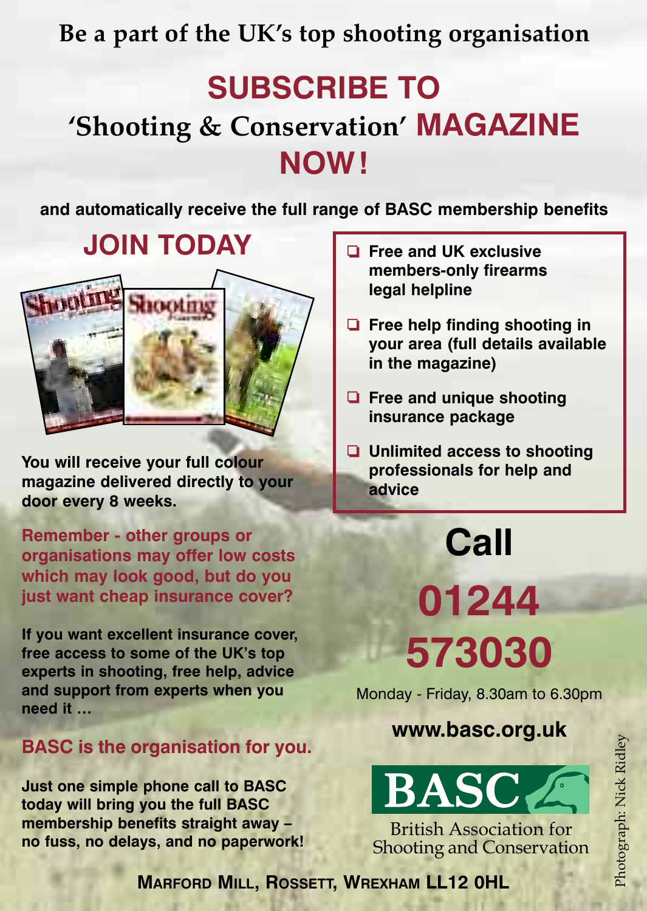**Be a part of the UK's top shooting organisation**

# SUBSCRIBE TO 'Shooting & Conservation' MAGAZINE NOW!

**and automatically receive the full range of BASC membership benefits**

## JOIN TODAY

**You will receive your full colour magazine delivered directly to your door every 8 weeks.**

**Remember - other groups or organisations may offer low costs which may look good, but do you just want cheap insurance cover?**

**If you want excellent insurance cover, free access to some of the UK's top experts in shooting, free help, advice and support from experts when you need it …**

**BASC is the organisation for you.**

**Just one simple phone call to BASC today will bring you the full BASC membership benefits straight away – no fuss, no delays, and no paperwork!**

- **Free and UK exclusive members-only firearms legal helpline**
- **Free help finding shooting in your area (full details available in the magazine)**
- **Free and unique shooting insurance package**
- **Unlimited access to shooting professionals for help and advice**

## Call

## 01244 573030

Monday - Friday, 8.30am to 6.30pm

**www.basc.org.uk**

BASC

British Association for Shooting and Conservation

**MARFORD MILL, ROSSETT, WREXHAM LL12 0HL**

Photograph: Nick Ridley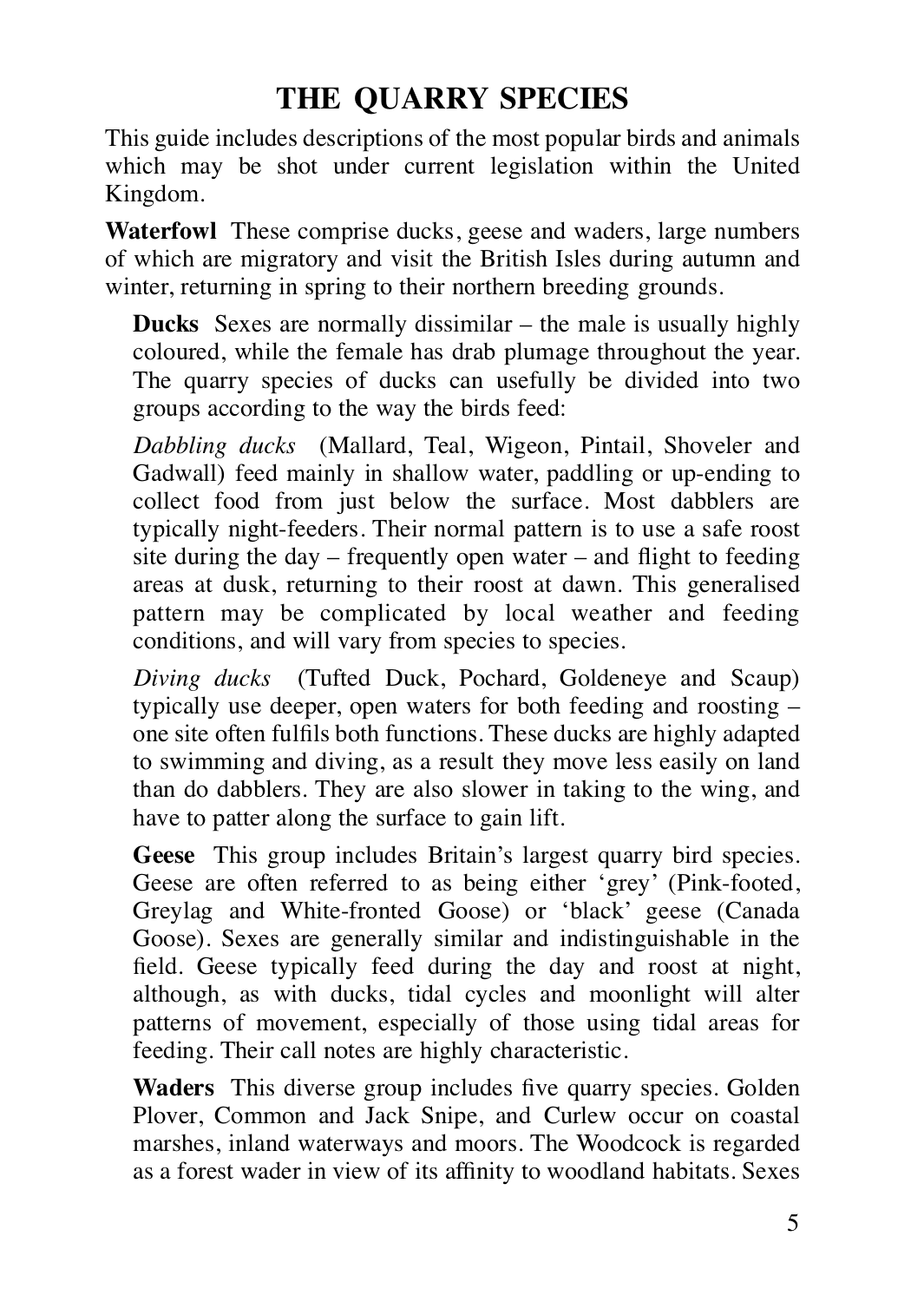# THE QUARRY SPECIES

This guide includes descriptions of the most popular birds and animals which may be shot under current legislation within the United Kingdom.

**Waterfowl** These comprise ducks, geese and waders, large numbers of which are migratory and visit the British Isles during autumn and winter, returning in spring to their northern breeding grounds.

**Ducks** Sexes are normally dissimilar – the male is usually highly coloured, while the female has drab plumage throughout the year. The quarry species of ducks can usefully be divided into two groups according to the way the birds feed:

*Dabbling ducks* (Mallard, Teal, Wigeon, Pintail, Shoveler and Gadwall) feed mainly in shallow water, paddling or up-ending to collect food from just below the surface. Most dabblers are typically night-feeders. Their normal pattern is to use a safe roost site during the day – frequently open water – and flight to feeding areas at dusk, returning to their roost at dawn. This generalised pattern may be complicated by local weather and feeding conditions, and will vary from species to species.

*Diving ducks* (Tufted Duck, Pochard, Goldeneye and Scaup) typically use deeper, open waters for both feeding and roosting – one site often fulfils both functions. These ducks are highly adapted to swimming and diving, as a result they move less easily on land than do dabblers. They are also slower in taking to the wing, and have to patter along the surface to gain lift.

**Geese** This group includes Britain's largest quarry bird species. Geese are often referred to as being 'grey' (Pink-footed, Greylag and White-fronted Goose) or 'black' geese (Canada Goose). Sexes are generally similar and indistinguishable in the field. Geese typically feed during the day and roost at night, although, as with ducks, tidal cycles and moonlight will alter patterns of movement, especially of those using tidal areas for feeding. Their call notes are highly characteristic.

**Waders** This diverse group includes five quarry species. Golden Plover, Common and Jack Snipe, and Curlew occur on coastal marshes, inland waterways and moors. The Woodcock is regarded as a forest wader in view of its affinity to woodland habitats. Sexes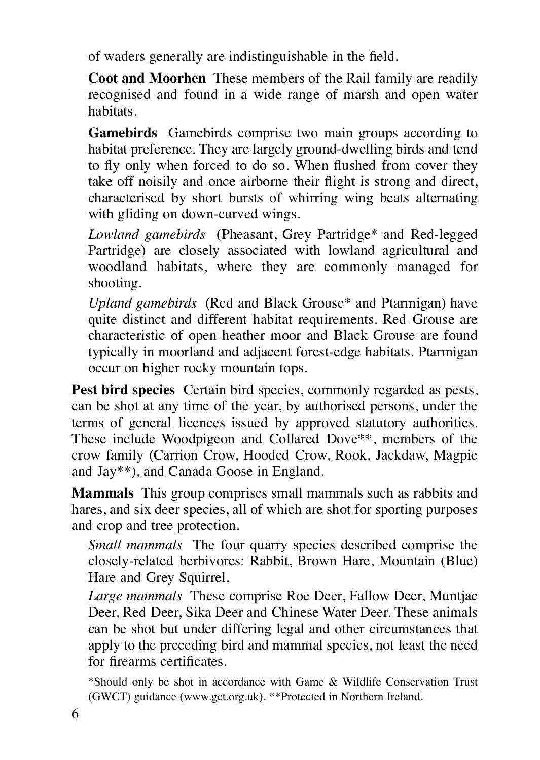of waders generally are indistinguishable in the field.

**Coot and Moorhen** These members of the Rail family are readily recognised and found in a wide range of marsh and open water habitats.

**Gamebirds** Gamebirds comprise two main groups according to habitat preference. They are largely ground-dwelling birds and tend to fly only when forced to do so. When flushed from cover they take off noisily and once airborne their flight is strong and direct, characterised by short bursts of whirring wing beats alternating with gliding on down-curved wings.

*Lowland gamebirds* (Pheasant, Grey Partridge* and Red-legged Partridge) are closely associated with lowland agricultural and woodland habitats, where they are commonly managed for shooting.

*Upland gamebirds* (Red and Black Grouse* and Ptarmigan) have quite distinct and different habitat requirements. Red Grouse are characteristic of open heather moor and Black Grouse are found typically in moorland and adjacent forest-edge habitats. Ptarmigan occur on higher rocky mountain tops.

**Pest bird species** Certain bird species, commonly regarded as pests, can be shot at any time of the year, by authorised persons, under the terms of general licences issued by approved statutory authorities. These include Woodpigeon and Collared Dove**, members of the crow family (Carrion Crow, Hooded Crow, Rook, Jackdaw, Magpie and Jay**), and Canada Goose in England.

**Mammals** This group comprises small mammals such as rabbits and hares, and six deer species, all of which are shot for sporting purposes and crop and tree protection.

*Small mammals* The four quarry species described comprise the closely-related herbivores: Rabbit, Brown Hare, Mountain (Blue) Hare and Grey Squirrel.

*Large mammals* These comprise Roe Deer, Fallow Deer, Muntjac Deer, Red Deer, Sika Deer and Chinese Water Deer. These animals can be shot but under differing legal and other circumstances that apply to the preceding bird and mammal species, not least the need for firearms certificates.

*Should only be shot in accordance with Game & Wildlife Conservation Trust (GWCT) guidance (www.gct.org.uk). **Protected in Northern Ireland.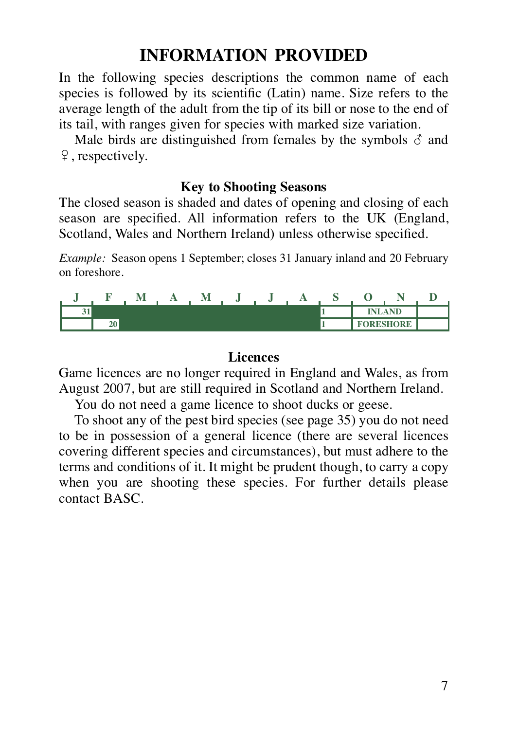# INFORMATION PROVIDED

In the following species descriptions the common name of each species is followed by its scientific (Latin) name. Size refers to the average length of the adult from the tip of its bill or nose to the end of its tail, with ranges given for species with marked size variation.

Male birds are distinguished from females by the symbols ♂ and ♀, respectively.

### Key to Shooting Seasons

The closed season is shaded and dates of opening and closing of each season are specified. All information refers to the UK (England, Scotland, Wales and Northern Ireland) unless otherwise specified.

*Example:* Season opens 1 September; closes 31 January inland and 20 February on foreshore.

| J | F | M | A | M | J | J | A | S | O | N | D |
|---|---|---|---|---|---|---|---|---|---|---|---|
| 31 | | | | | | | | 1 | INLAND | | |
| | 20 | | | | | | | 1 | FORESHORE | | |

### Licences

Game licences are no longer required in England and Wales, as from August 2007, but are still required in Scotland and Northern Ireland.

You do not need a game licence to shoot ducks or geese.

To shoot any of the pest bird species (see page 35) you do not need to be in possession of a general licence (there are several licences covering different species and circumstances), but must adhere to the terms and conditions of it. It might be prudent though, to carry a copy when you are shooting these species. For further details please contact BASC.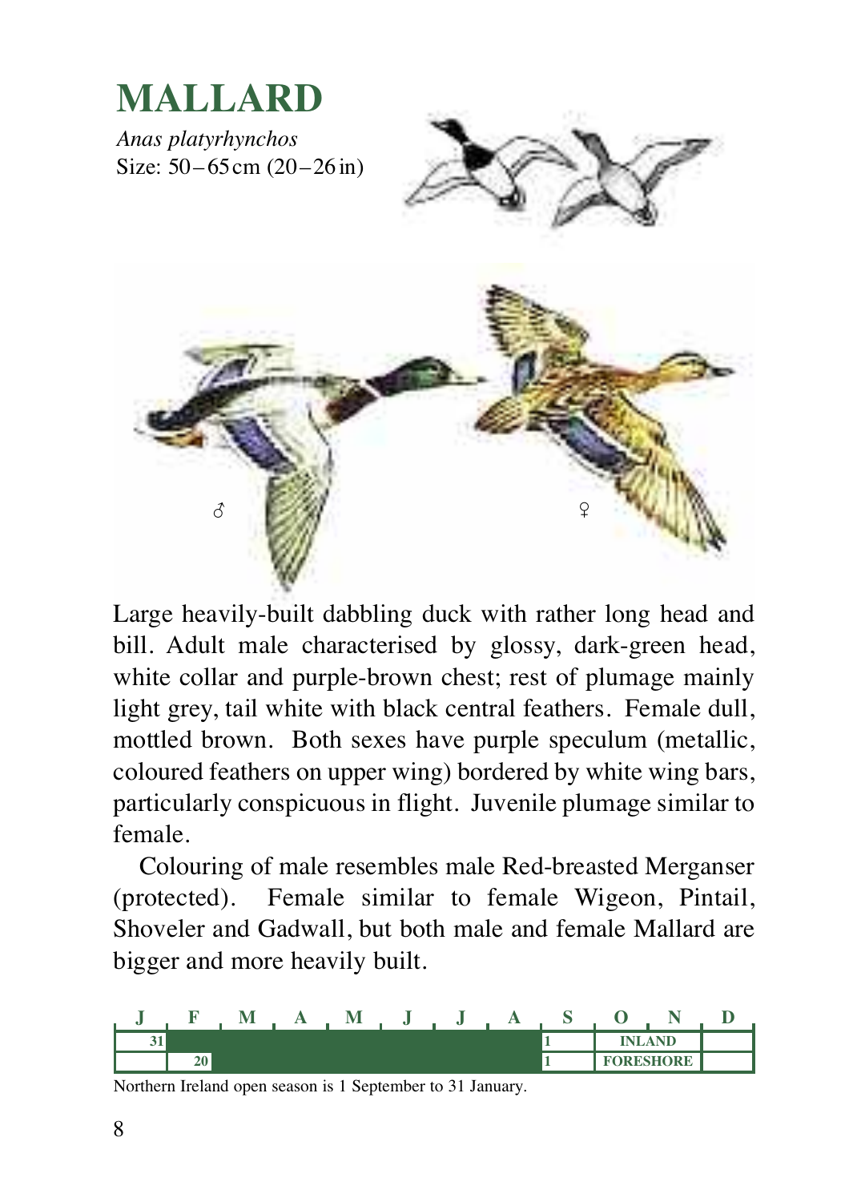# MALLARD

*Anas platyrhynchos*
Size: 50–65 cm (20–26 in)

Large heavily-built dabbling duck with rather long head and bill. Adult male characterised by glossy, dark-green head, white collar and purple-brown chest; rest of plumage mainly light grey, tail white with black central feathers. Female dull, mottled brown. Both sexes have purple speculum (metallic, coloured feathers on upper wing) bordered by white wing bars, particularly conspicuous in flight. Juvenile plumage similar to female.

Colouring of male resembles male Red-breasted Merganser (protected). Female similar to female Wigeon, Pintail, Shoveler and Gadwall, but both male and female Mallard are bigger and more heavily built.

| J | F | M | A | M | J | J | A | S | O | N | D |
|---|---|---|---|---|---|---|---|---|---|---|---|
| 31 | | | | | | | | 1 | INLAND | | |
| | 20 | | | | | | | 1 | FORESHORE | | |

Northern Ireland open season is 1 September to 31 January.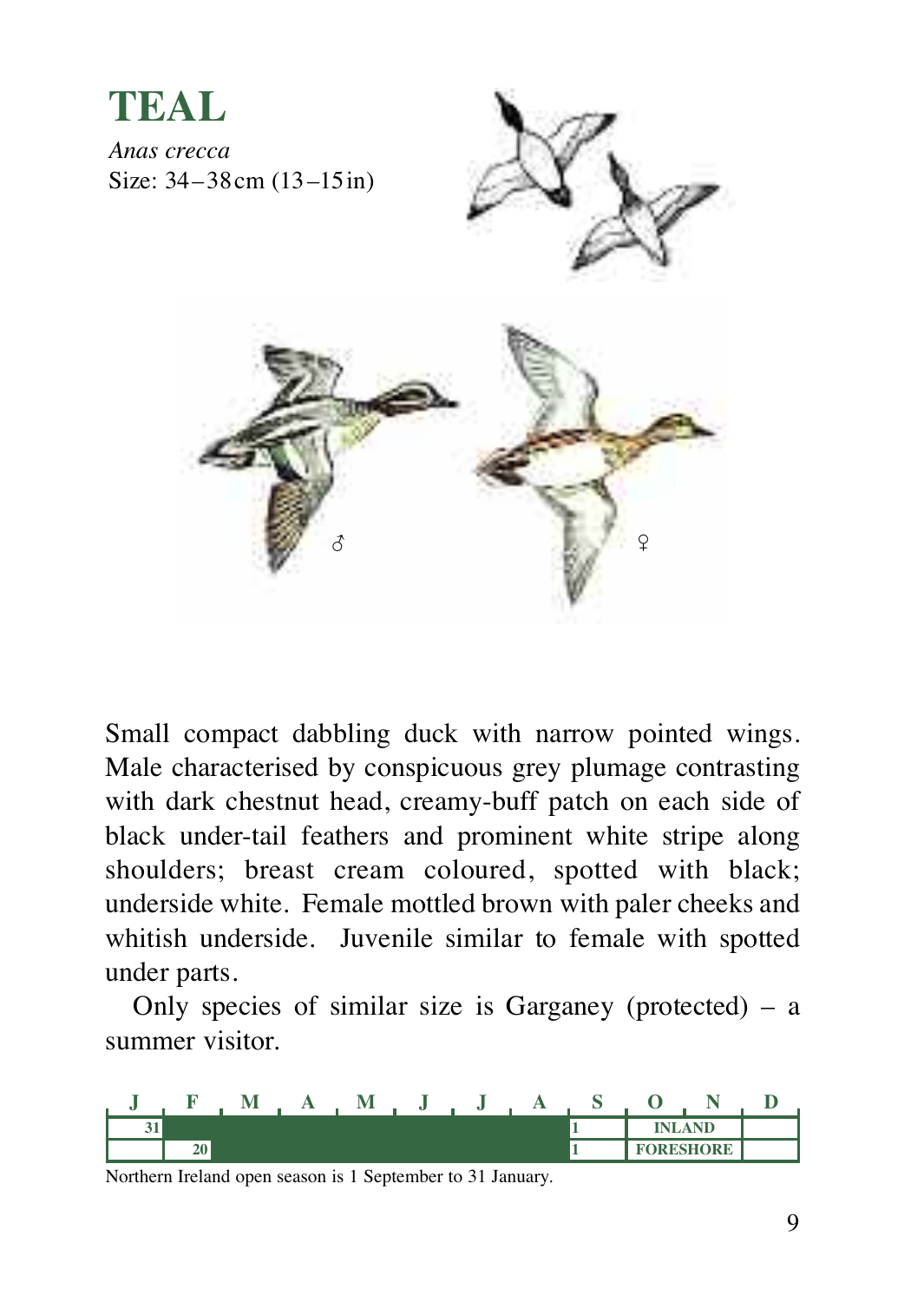# TEAL

*Anas crecca*

Size: 34–38 cm (13–15 in)

Small compact dabbling duck with narrow pointed wings. Male characterised by conspicuous grey plumage contrasting with dark chestnut head, creamy-buff patch on each side of black under-tail feathers and prominent white stripe along shoulders; breast cream coloured, spotted with black; underside white. Female mottled brown with paler cheeks and whitish underside. Juvenile similar to female with spotted under parts.

Only species of similar size is Garganey (protected) – a summer visitor.

| J | F | M | A | M | J | J | A | S | O | N | D |
|---|---|---|---|---|---|---|---|---|---|---|---|
| 31 | | | | | | | | 1 | INLAND | | |
| | 20 | | | | | | | 1 | FORESHORE | | |

Northern Ireland open season is 1 September to 31 January.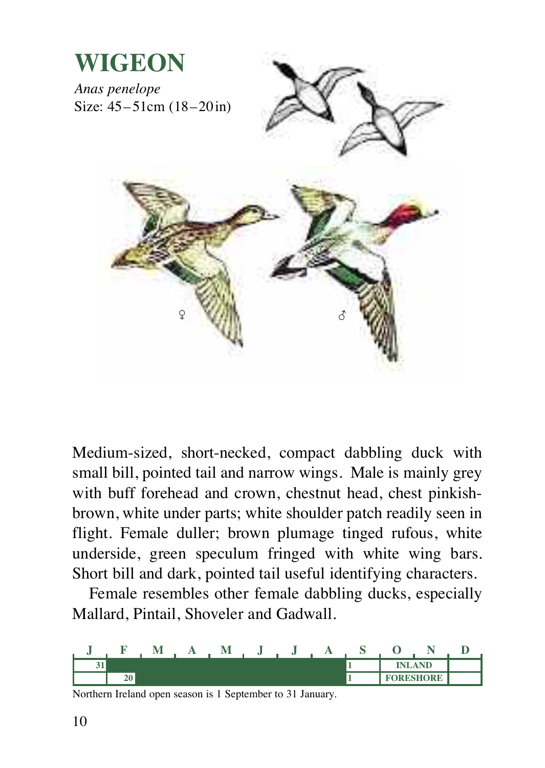# WIGEON

*Anas penelope*
Size: 45–51cm (18–20 in)

♀ ♂

Medium-sized, short-necked, compact dabbling duck with small bill, pointed tail and narrow wings. Male is mainly grey with buff forehead and crown, chestnut head, chest pinkish-brown, white under parts; white shoulder patch readily seen in flight. Female duller; brown plumage tinged rufous, white underside, green speculum fringed with white wing bars. Short bill and dark, pointed tail useful identifying characters.

Female resembles other female dabbling ducks, especially Mallard, Pintail, Shoveler and Gadwall.

| J | F | M | A | M | J | J | A | S | O | N | D |
|---|---|---|---|---|---|---|---|---|---|---|---|
| 31 | | | | | | | | 1 | INLAND | | |
| | 20 | | | | | | | 1 | FORESHORE | | |

Northern Ireland open season is 1 September to 31 January.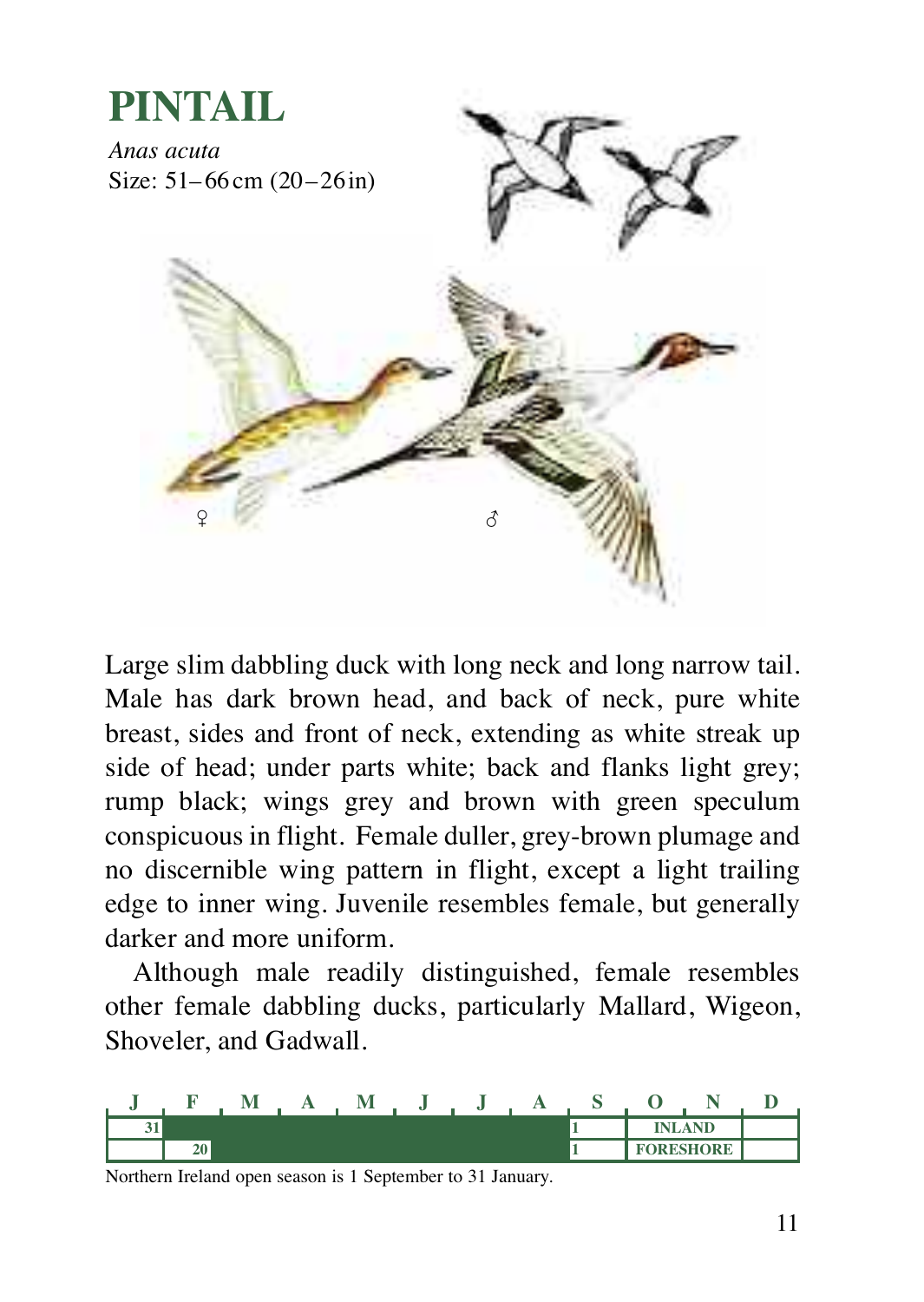# PINTAIL

*Anas acuta*

Size: 51–66 cm (20–26 in)

♀ ♂

Large slim dabbling duck with long neck and long narrow tail. Male has dark brown head, and back of neck, pure white breast, sides and front of neck, extending as white streak up side of head; under parts white; back and flanks light grey; rump black; wings grey and brown with green speculum conspicuous in flight. Female duller, grey-brown plumage and no discernible wing pattern in flight, except a light trailing edge to inner wing. Juvenile resembles female, but generally darker and more uniform.

Although male readily distinguished, female resembles other female dabbling ducks, particularly Mallard, Wigeon, Shoveler, and Gadwall.

| J | F | M | A | M | J | J | A | S | O | N | D |
|---|---|---|---|---|---|---|---|---|---|---|---|
| 31 | | | | | | | | 1 | INLAND | | |
| | 20 | | | | | | | 1 | FORESHORE | | |

Northern Ireland open season is 1 September to 31 January.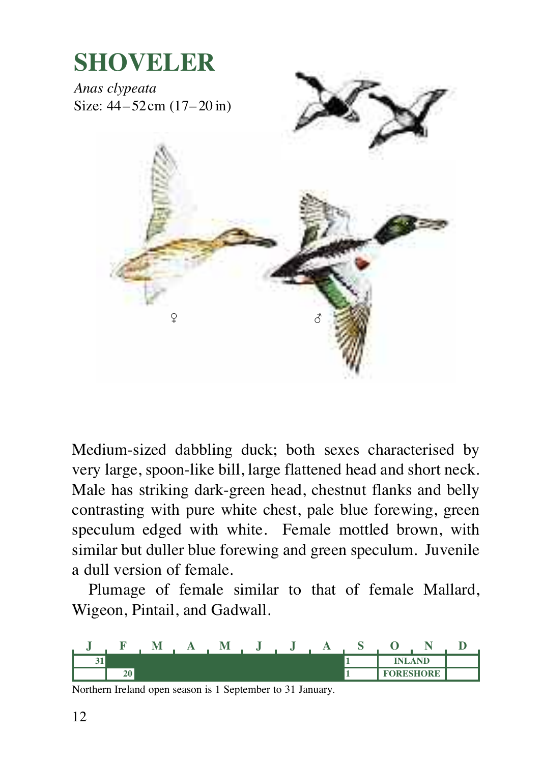# SHOVELER

*Anas clypeata*
Size: 44–52 cm (17–20 in)

♀ ♂

Medium-sized dabbling duck; both sexes characterised by very large, spoon-like bill, large flattened head and short neck. Male has striking dark-green head, chestnut flanks and belly contrasting with pure white chest, pale blue forewing, green speculum edged with white. Female mottled brown, with similar but duller blue forewing and green speculum. Juvenile a dull version of female.

Plumage of female similar to that of female Mallard, Wigeon, Pintail, and Gadwall.

| J | F | M | A | M | J | J | A | S | O | N | D |
|---|---|---|---|---|---|---|---|---|---|---|---|
| 31 | | | | | | | | 1 | INLAND | | |
| | 20 | | | | | | | 1 | FORESHORE | | |

Northern Ireland open season is 1 September to 31 January.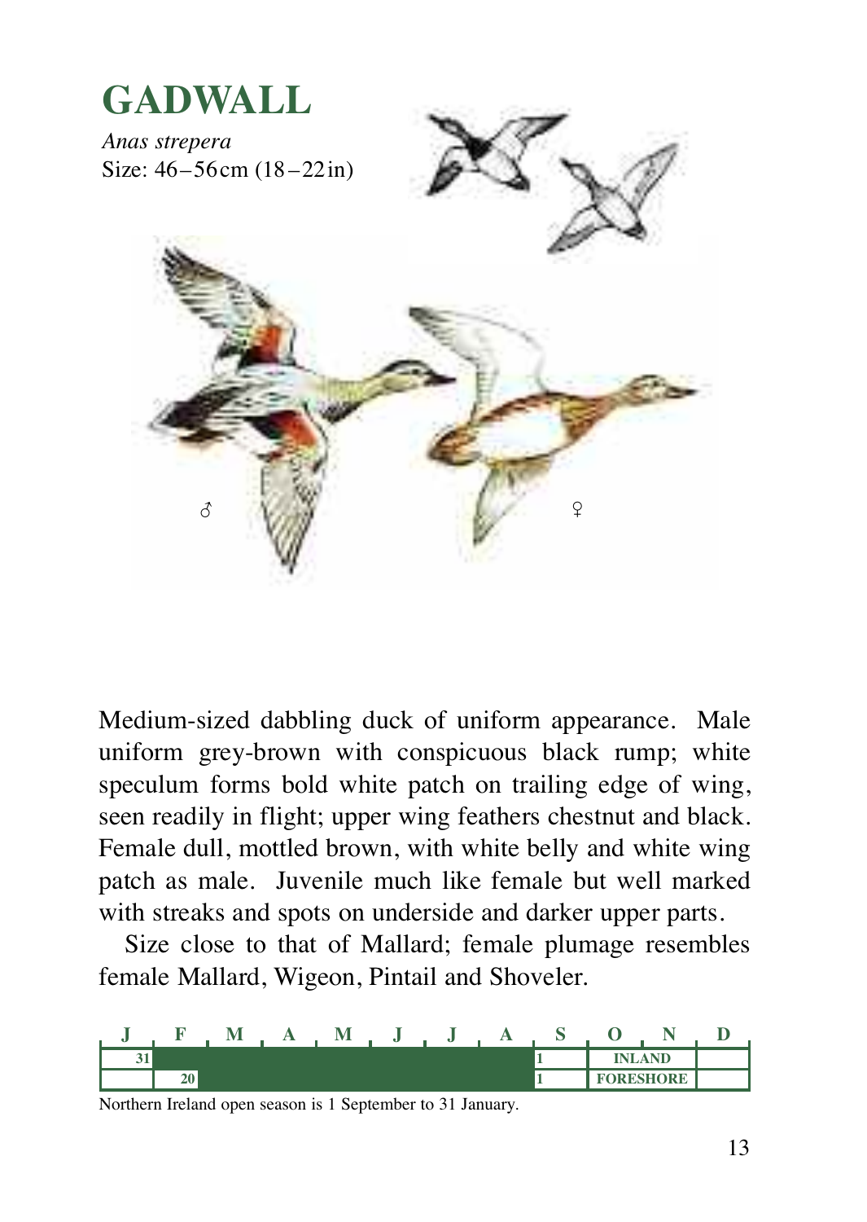# GADWALL

*Anas strepera*
Size: 46–56 cm (18–22 in)

♂ ♀

Medium-sized dabbling duck of uniform appearance. Male uniform grey-brown with conspicuous black rump; white speculum forms bold white patch on trailing edge of wing, seen readily in flight; upper wing feathers chestnut and black. Female dull, mottled brown, with white belly and white wing patch as male. Juvenile much like female but well marked with streaks and spots on underside and darker upper parts.

Size close to that of Mallard; female plumage resembles female Mallard, Wigeon, Pintail and Shoveler.

| J | F | M | A | M | J | J | A | S | O | N | D |
|---|---|---|---|---|---|---|---|---|---|---|---|
| 31 | | | | | | | | 1 | INLAND | | |
| | 20 | | | | | | | 1 | FORESHORE | | |

Northern Ireland open season is 1 September to 31 January.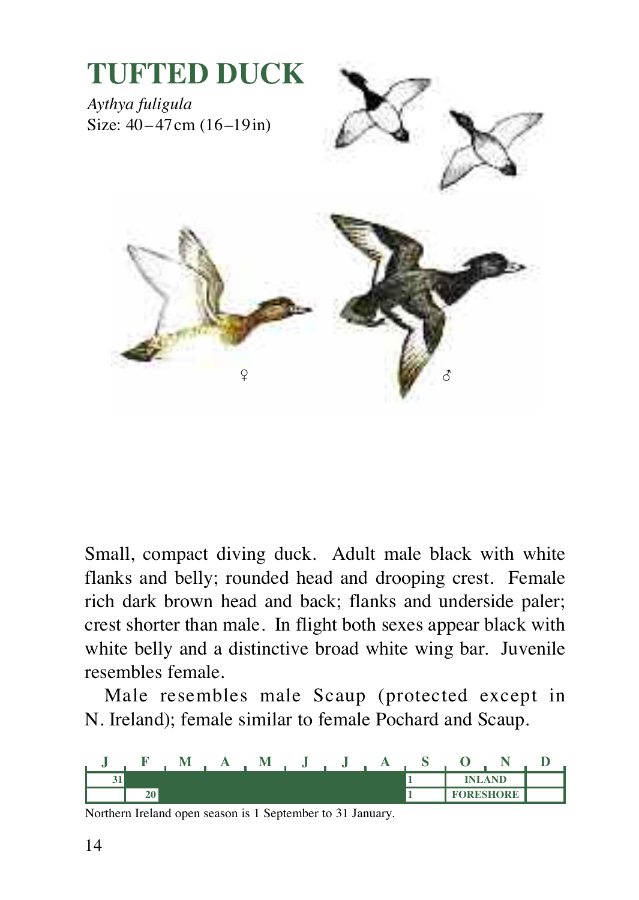# TUFTED DUCK

*Aythya fuligula*
Size: 40–47 cm (16–19 in)

♀ ♂

Small, compact diving duck. Adult male black with white flanks and belly; rounded head and drooping crest. Female rich dark brown head and back; flanks and underside paler; crest shorter than male. In flight both sexes appear black with white belly and a distinctive broad white wing bar. Juvenile resembles female.

Male resembles male Scaup (protected except in N. Ireland); female similar to female Pochard and Scaup.

| J | F | M | A | M | J | J | A | S | O | N | D |
|---|---|---|---|---|---|---|---|---|---|---|---|
| 31 | | | | | | | | 1 | INLAND | | |
| | 20 | | | | | | | 1 | FORESHORE | | |

Northern Ireland open season is 1 September to 31 January.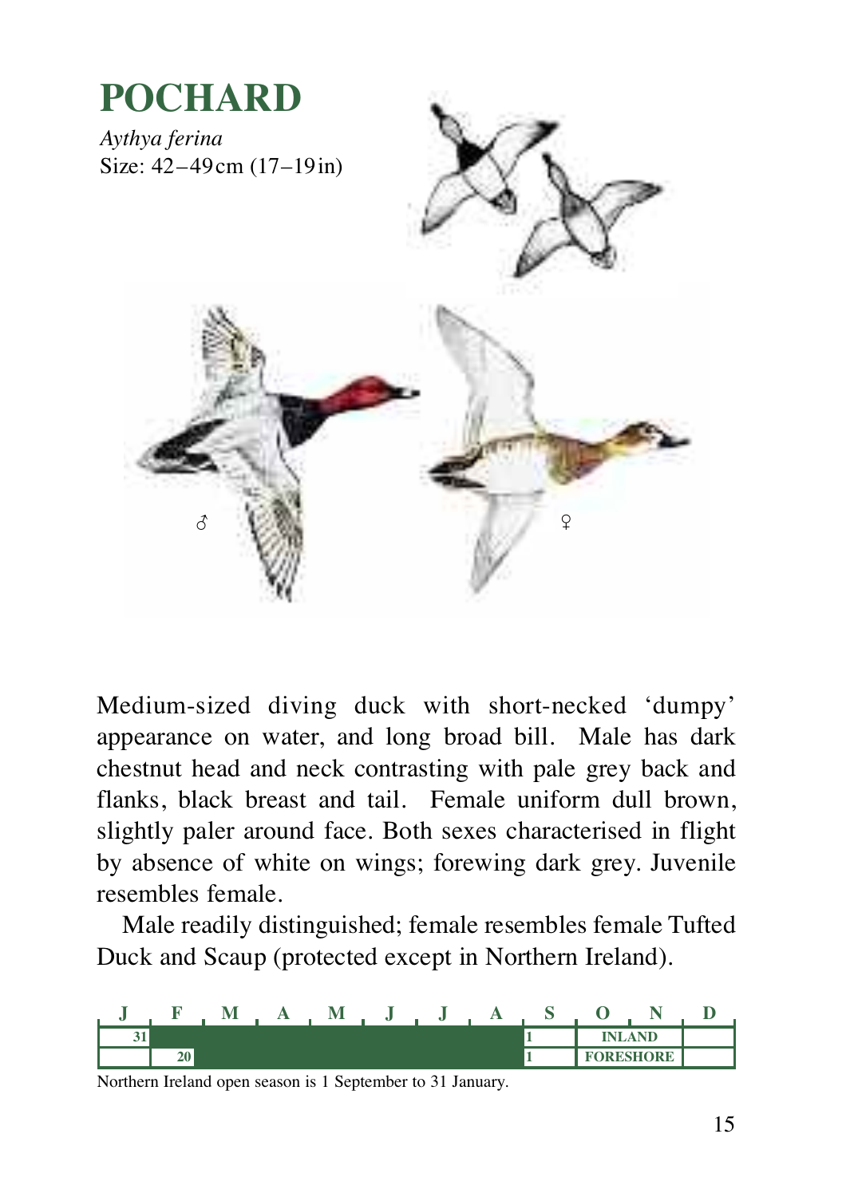# POCHARD

*Aythya ferina*
Size: 42–49 cm (17–19 in)

Medium-sized diving duck with short-necked 'dumpy' appearance on water, and long broad bill. Male has dark chestnut head and neck contrasting with pale grey back and flanks, black breast and tail. Female uniform dull brown, slightly paler around face. Both sexes characterised in flight by absence of white on wings; forewing dark grey. Juvenile resembles female.

Male readily distinguished; female resembles female Tufted Duck and Scaup (protected except in Northern Ireland).

| J | F | M | A | M | J | J | A | S | O | N | D |
|---|---|---|---|---|---|---|---|---|---|---|---|
| 31 | | | | | | | | 1 | INLAND | | |
| | 20 | | | | | | | 1 | FORESHORE | | |

Northern Ireland open season is 1 September to 31 January.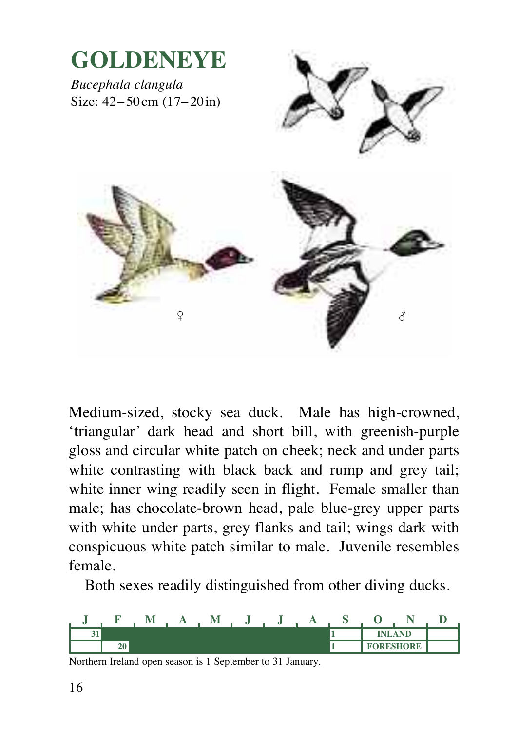# GOLDENEYE

*Bucephala clangula*
Size: 42–50 cm (17–20 in)

♀ ♂

Medium-sized, stocky sea duck. Male has high-crowned, 'triangular' dark head and short bill, with greenish-purple gloss and circular white patch on cheek; neck and under parts white contrasting with black back and rump and grey tail; white inner wing readily seen in flight. Female smaller than male; has chocolate-brown head, pale blue-grey upper parts with white under parts, grey flanks and tail; wings dark with conspicuous white patch similar to male. Juvenile resembles female.

Both sexes readily distinguished from other diving ducks.

| J | F | M | A | M | J | J | A | S | O | N | D |
|---|---|---|---|---|---|---|---|---|---|---|---|
| 31 | | | | | | | | 1 | INLAND | | |
| | 20 | | | | | | | 1 | FORESHORE | | |

Northern Ireland open season is 1 September to 31 January.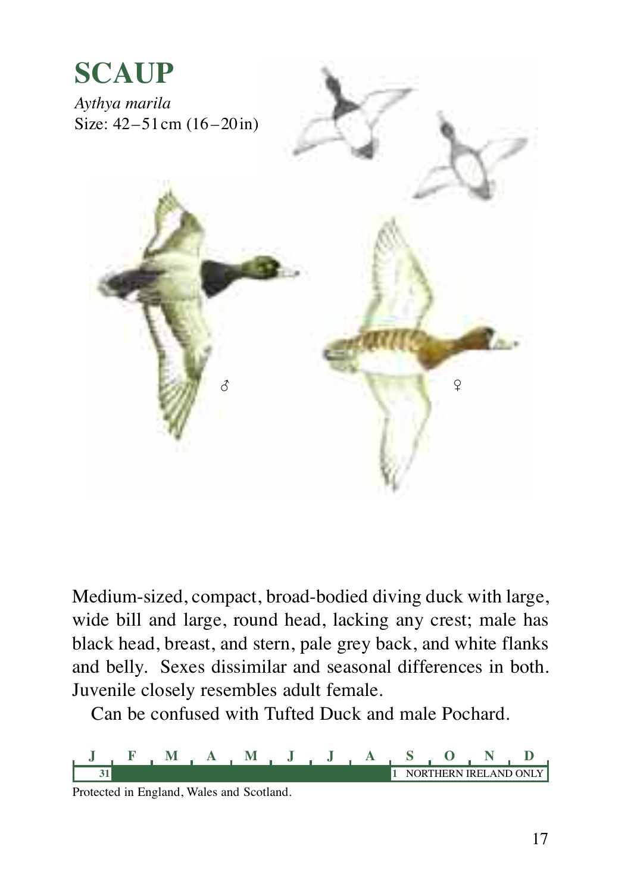# SCAUP

*Aythya marila*
Size: 42–51 cm (16–20 in)

♂

♀

Medium-sized, compact, broad-bodied diving duck with large, wide bill and large, round head, lacking any crest; male has black head, breast, and stern, pale grey back, and white flanks and belly. Sexes dissimilar and seasonal differences in both. Juvenile closely resembles adult female.

Can be confused with Tufted Duck and male Pochard.

| J | F | M | A | M | J | J | A | S | O | N | D |
|---|---|---|---|---|---|---|---|---|---|---|---|
| 31 | | | | | | | | 1 NORTHERN IRELAND ONLY | | | |

Protected in England, Wales and Scotland.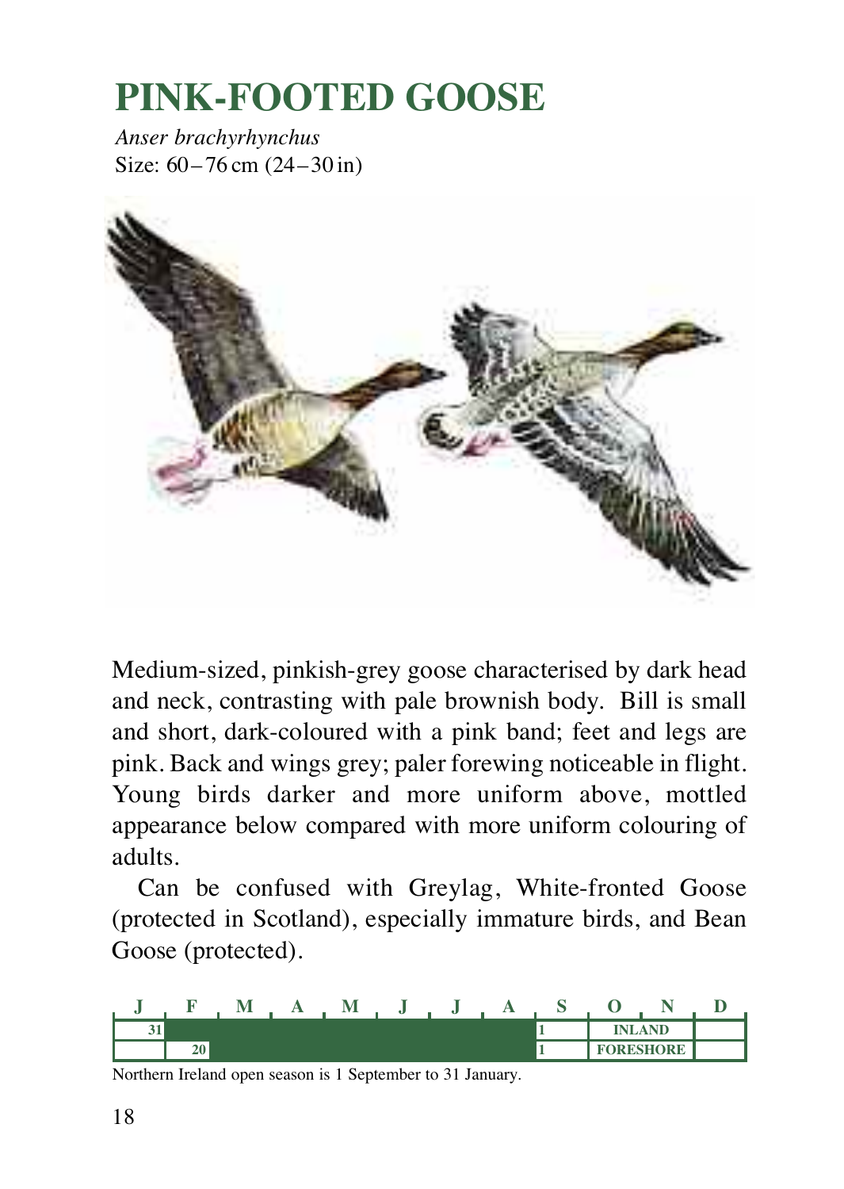# PINK-FOOTED GOOSE

*Anser brachyrhynchus*
Size: 60–76 cm (24–30 in)

Medium-sized, pinkish-grey goose characterised by dark head and neck, contrasting with pale brownish body. Bill is small and short, dark-coloured with a pink band; feet and legs are pink. Back and wings grey; paler forewing noticeable in flight. Young birds darker and more uniform above, mottled appearance below compared with more uniform colouring of adults.

Can be confused with Greylag, White-fronted Goose (protected in Scotland), especially immature birds, and Bean Goose (protected).

| J | F | M | A | M | J | J | A | S | O | N | D |
|---|---|---|---|---|---|---|---|---|---|---|---|
| 31 | | | | | | | | 1 | INLAND | | |
| | 20 | | | | | | | 1 | FORESHORE | | |

Northern Ireland open season is 1 September to 31 January.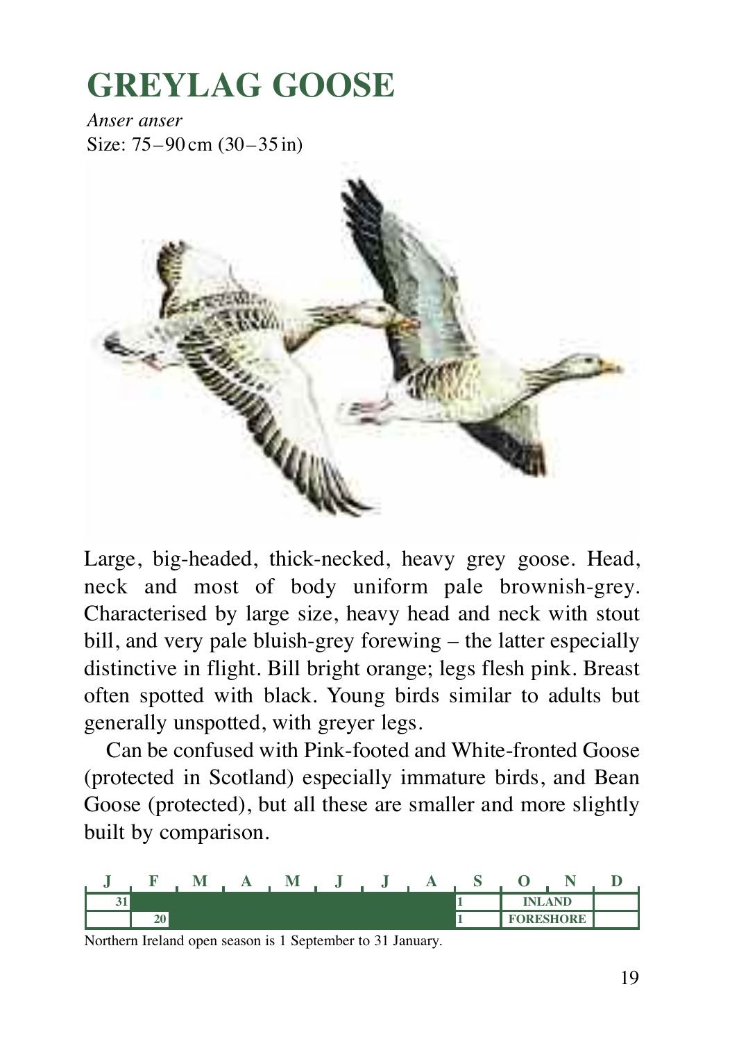# GREYLAG GOOSE

*Anser anser*
Size: 75–90 cm (30–35 in)

Large, big-headed, thick-necked, heavy grey goose. Head, neck and most of body uniform pale brownish-grey. Characterised by large size, heavy head and neck with stout bill, and very pale bluish-grey forewing – the latter especially distinctive in flight. Bill bright orange; legs flesh pink. Breast often spotted with black. Young birds similar to adults but generally unspotted, with greyer legs.

Can be confused with Pink-footed and White-fronted Goose (protected in Scotland) especially immature birds, and Bean Goose (protected), but all these are smaller and more slightly built by comparison.

| J | F | M | A | M | J | J | A | S | O | N | D |
|---|---|---|---|---|---|---|---|---|---|---|---|
| 31 | | | | | | | | 1 | INLAND | | |
| | 20 | | | | | | | 1 | FORESHORE | | |

Northern Ireland open season is 1 September to 31 January.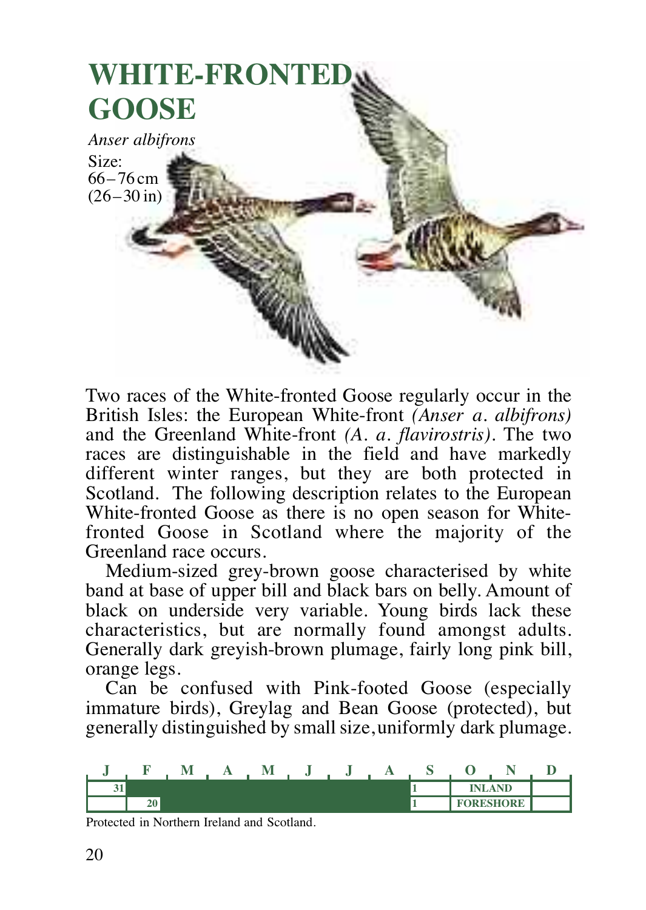# WHITE-FRONTED GOOSE

*Anser albifrons*

Size:
66–76 cm
(26–30 in)

Two races of the White-fronted Goose regularly occur in the British Isles: the European White-front *(Anser a. albifrons)* and the Greenland White-front *(A. a. flavirostris)*. The two races are distinguishable in the field and have markedly different winter ranges, but they are both protected in Scotland. The following description relates to the European White-fronted Goose as there is no open season for White-fronted Goose in Scotland where the majority of the Greenland race occurs.

Medium-sized grey-brown goose characterised by white band at base of upper bill and black bars on belly. Amount of black on underside very variable. Young birds lack these characteristics, but are normally found amongst adults. Generally dark greyish-brown plumage, fairly long pink bill, orange legs.

Can be confused with Pink-footed Goose (especially immature birds), Greylag and Bean Goose (protected), but generally distinguished by small size, uniformly dark plumage.

| J | F | M | A | M | J | J | A | S | O | N | D |
|---|---|---|---|---|---|---|---|---|---|---|---|
| 31 | | | | | | | | 1 | INLAND | | |
| | 20 | | | | | | | 1 | FORESHORE | | |

Protected in Northern Ireland and Scotland.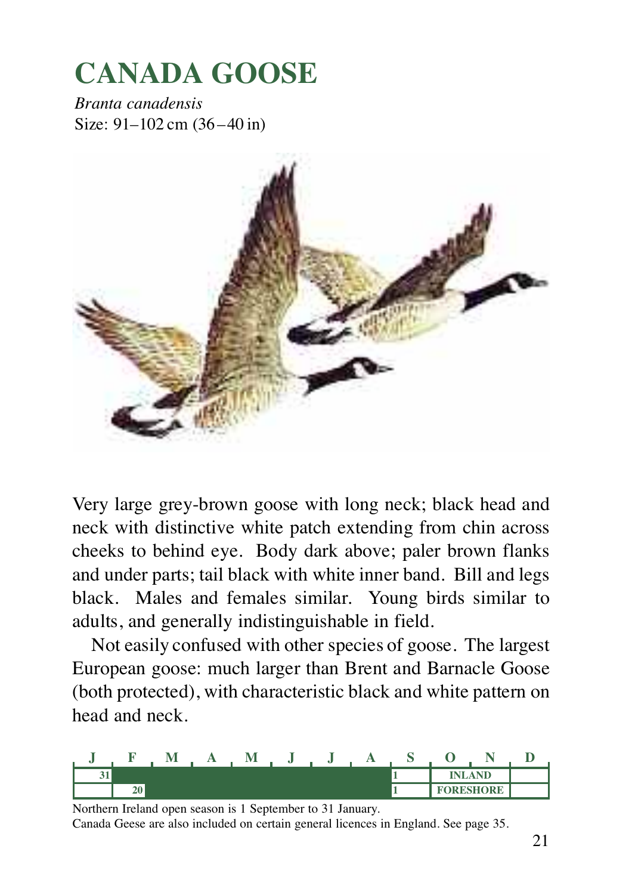# CANADA GOOSE

*Branta canadensis*
Size: 91–102 cm (36–40 in)

Very large grey-brown goose with long neck; black head and neck with distinctive white patch extending from chin across cheeks to behind eye. Body dark above; paler brown flanks and under parts; tail black with white inner band. Bill and legs black. Males and females similar. Young birds similar to adults, and generally indistinguishable in field.

Not easily confused with other species of goose. The largest European goose: much larger than Brent and Barnacle Goose (both protected), with characteristic black and white pattern on head and neck.

| J | F | M | A | M | J | J | A | S | O | N | D |
|---|---|---|---|---|---|---|---|---|---|---|---|
| 31 | | | | | | | | 1 | INLAND | | |
| | 20 | | | | | | | 1 | FORESHORE | | |

Northern Ireland open season is 1 September to 31 January.
Canada Geese are also included on certain general licences in England. See page 35.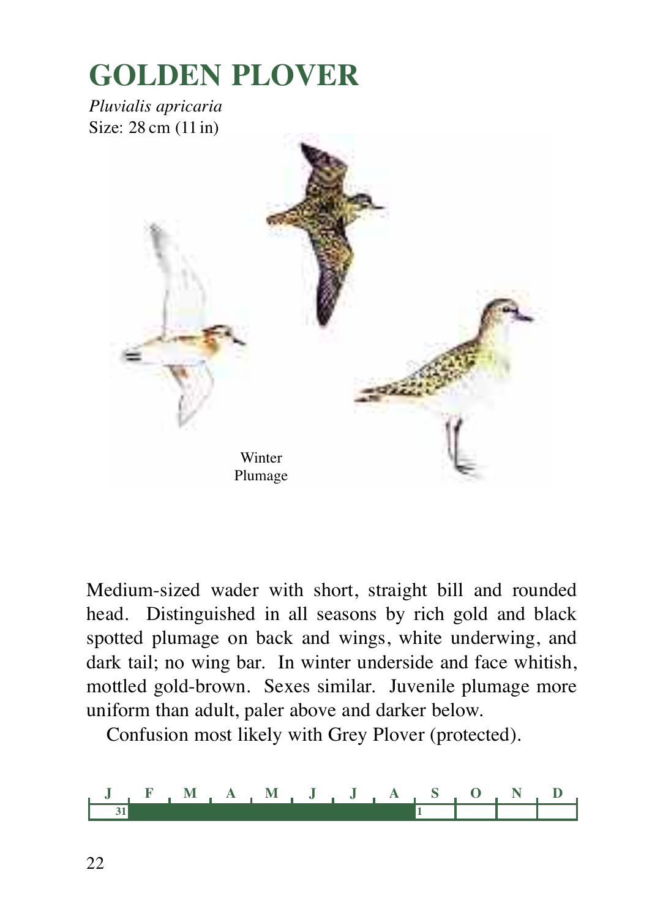# GOLDEN PLOVER

*Pluvialis apricaria*
Size: 28 cm (11 in)

Winter Plumage

Medium-sized wader with short, straight bill and rounded head. Distinguished in all seasons by rich gold and black spotted plumage on back and wings, white underwing, and dark tail; no wing bar. In winter underside and face whitish, mottled gold-brown. Sexes similar. Juvenile plumage more uniform than adult, paler above and darker below.

Confusion most likely with Grey Plover (protected).

| J | F | M | A | M | J | J | A | S | O | N | D |
|---|---|---|---|---|---|---|---|---|---|---|---|
| 31 | | | | | | | | 1 | | | |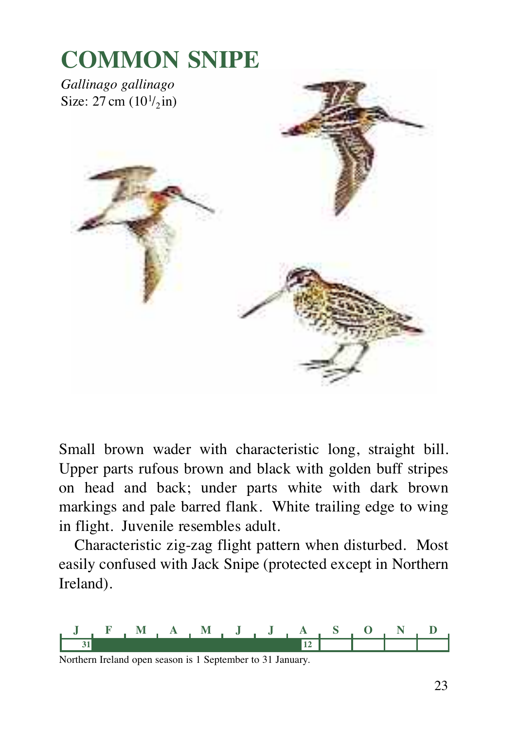# COMMON SNIPE

*Gallinago gallinago*
Size: 27 cm (10½ in)

Small brown wader with characteristic long, straight bill. Upper parts rufous brown and black with golden buff stripes on head and back; under parts white with dark brown markings and pale barred flank. White trailing edge to wing in flight. Juvenile resembles adult.

Characteristic zig-zag flight pattern when disturbed. Most easily confused with Jack Snipe (protected except in Northern Ireland).

| J | F | M | A | M | J | J | A | S | O | N | D |
|---|---|---|---|---|---|---|---|---|---|---|---|
| 31 | | | | | | | 12 | | | | |

Northern Ireland open season is 1 September to 31 January.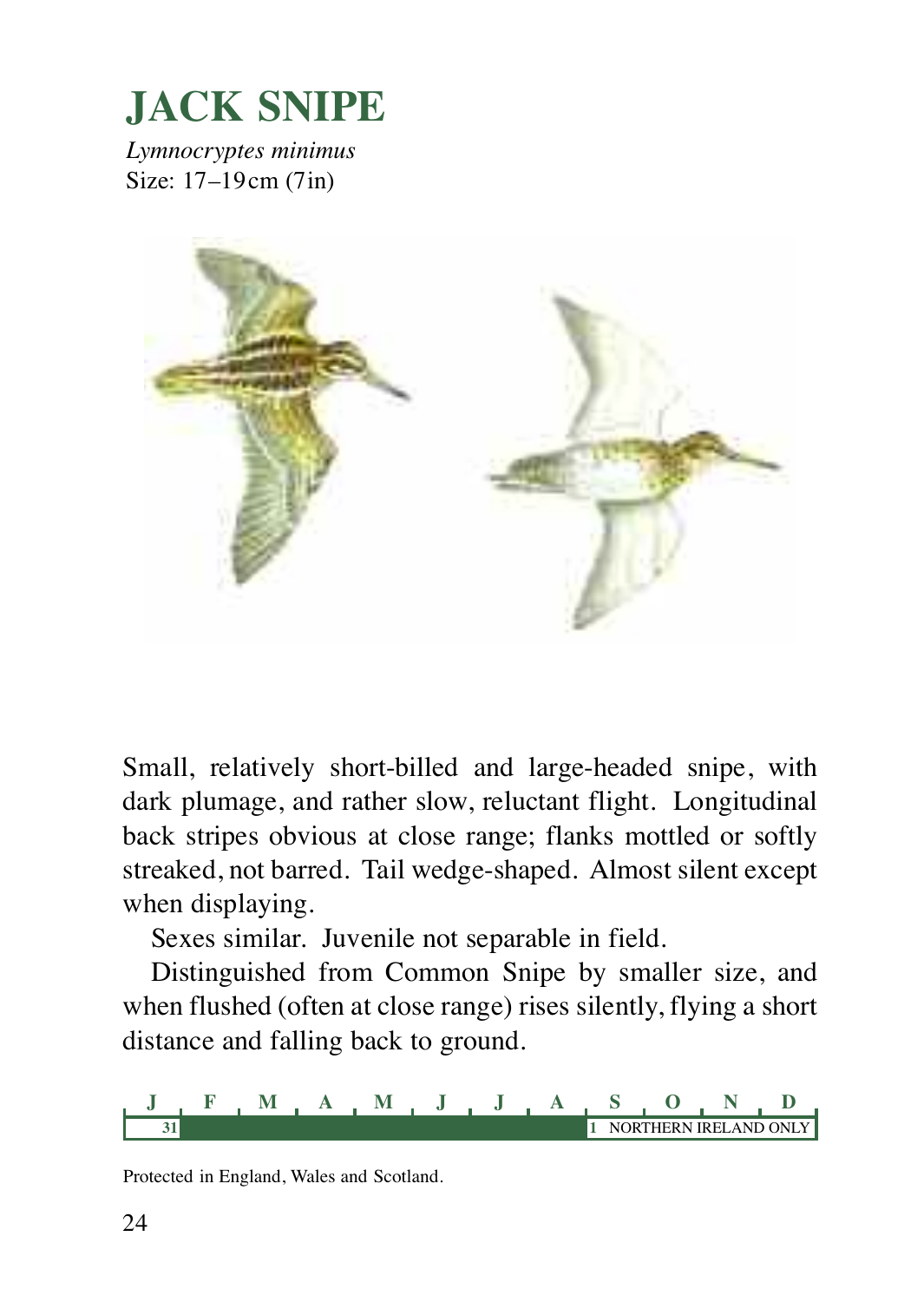# JACK SNIPE

*Lymnocryptes minimus*
Size: 17–19 cm (7 in)

Small, relatively short-billed and large-headed snipe, with dark plumage, and rather slow, reluctant flight. Longitudinal back stripes obvious at close range; flanks mottled or softly streaked, not barred. Tail wedge-shaped. Almost silent except when displaying.

Sexes similar. Juvenile not separable in field.

Distinguished from Common Snipe by smaller size, and when flushed (often at close range) rises silently, flying a short distance and falling back to ground.

| J | F | M | A | M | J | J | A | S | O | N | D |
|---|---|---|---|---|---|---|---|---|---|---|---|
| 31 | | | | | | | | 1 NORTHERN IRELAND ONLY | | | |

Protected in England, Wales and Scotland.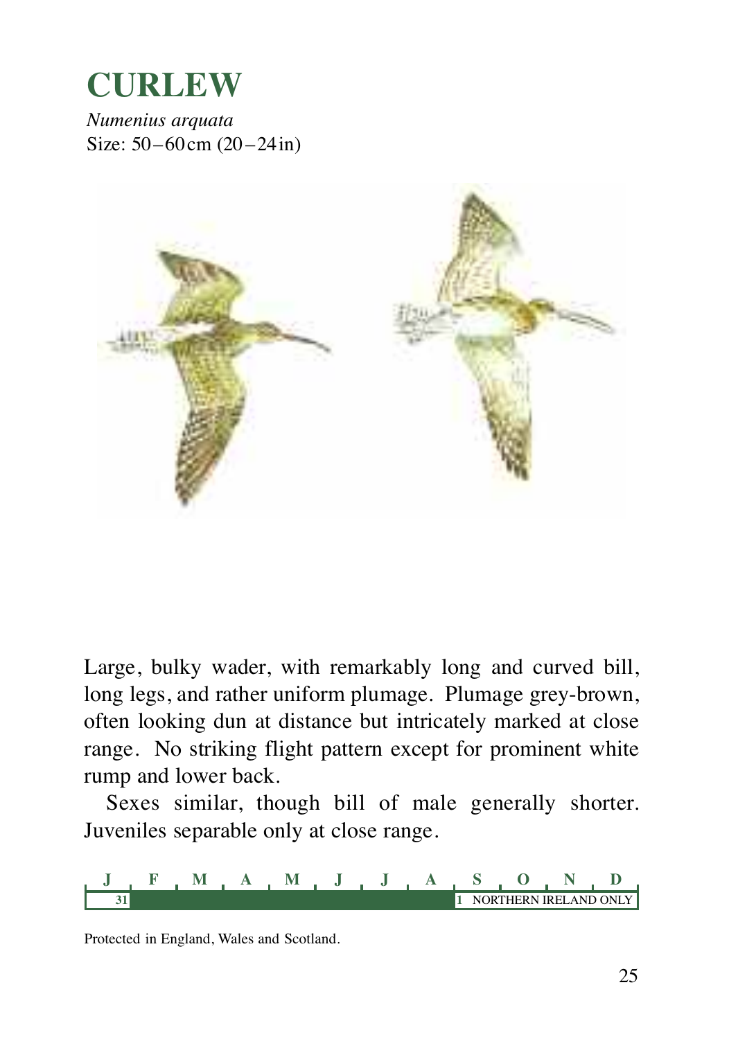# CURLEW

*Numenius arquata*
Size: 50–60 cm (20–24 in)

Large, bulky wader, with remarkably long and curved bill, long legs, and rather uniform plumage. Plumage grey-brown, often looking dun at distance but intricately marked at close range. No striking flight pattern except for prominent white rump and lower back.

Sexes similar, though bill of male generally shorter. Juveniles separable only at close range.

| J | F | M | A | M | J | J | A | S | O | N | D |
|---|---|---|---|---|---|---|---|---|---|---|---|
| 31 | | | | | | | | 1 NORTHERN IRELAND ONLY | | | |

Protected in England, Wales and Scotland.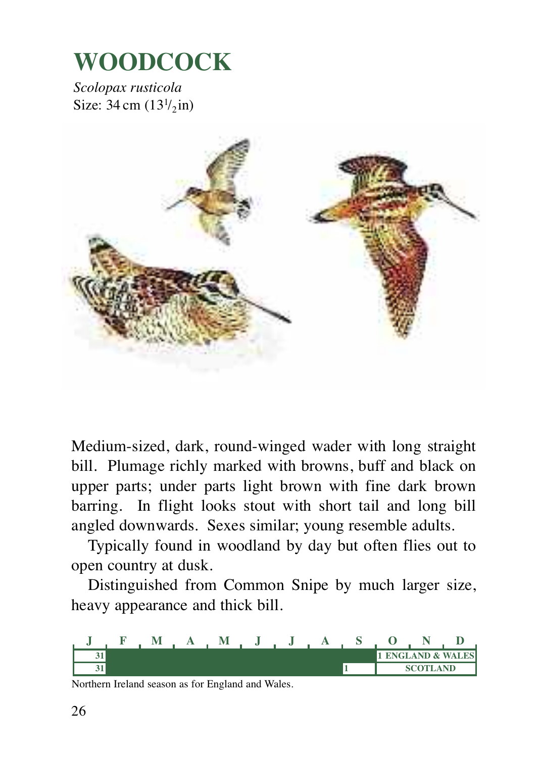# WOODCOCK

*Scolopax rusticola*
Size: 34 cm ($13^1/_2$ in)

Medium-sized, dark, round-winged wader with long straight bill. Plumage richly marked with browns, buff and black on upper parts; under parts light brown with fine dark brown barring. In flight looks stout with short tail and long bill angled downwards. Sexes similar; young resemble adults.

Typically found in woodland by day but often flies out to open country at dusk.

Distinguished from Common Snipe by much larger size, heavy appearance and thick bill.

| J | F | M | A | M | J | J | A | S | O | N | D |
|---|---|---|---|---|---|---|---|---|---|---|---|
| 31 | | | | | | | | | 1 ENGLAND & WALES | | |
| 31 | | | | | | | | 1 | SCOTLAND | | |

Northern Ireland season as for England and Wales.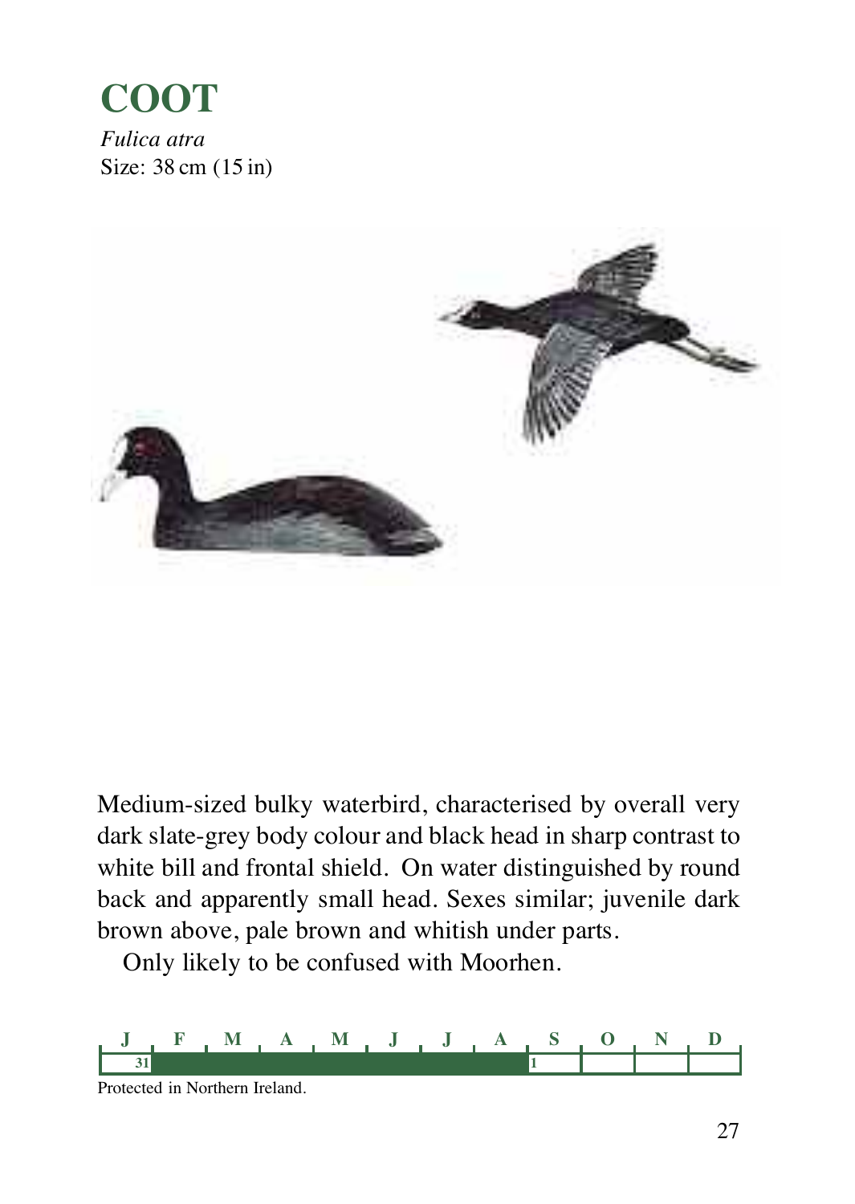# COOT

*Fulica atra*
Size: 38 cm (15 in)

Medium-sized bulky waterbird, characterised by overall very dark slate-grey body colour and black head in sharp contrast to white bill and frontal shield. On water distinguished by round back and apparently small head. Sexes similar; juvenile dark brown above, pale brown and whitish under parts.

Only likely to be confused with Moorhen.

| J | F | M | A | M | J | J | A | S | O | N | D |
|---|---|---|---|---|---|---|---|---|---|---|---|
| 31 | | | | | | | | 1 | | | |

Protected in Northern Ireland.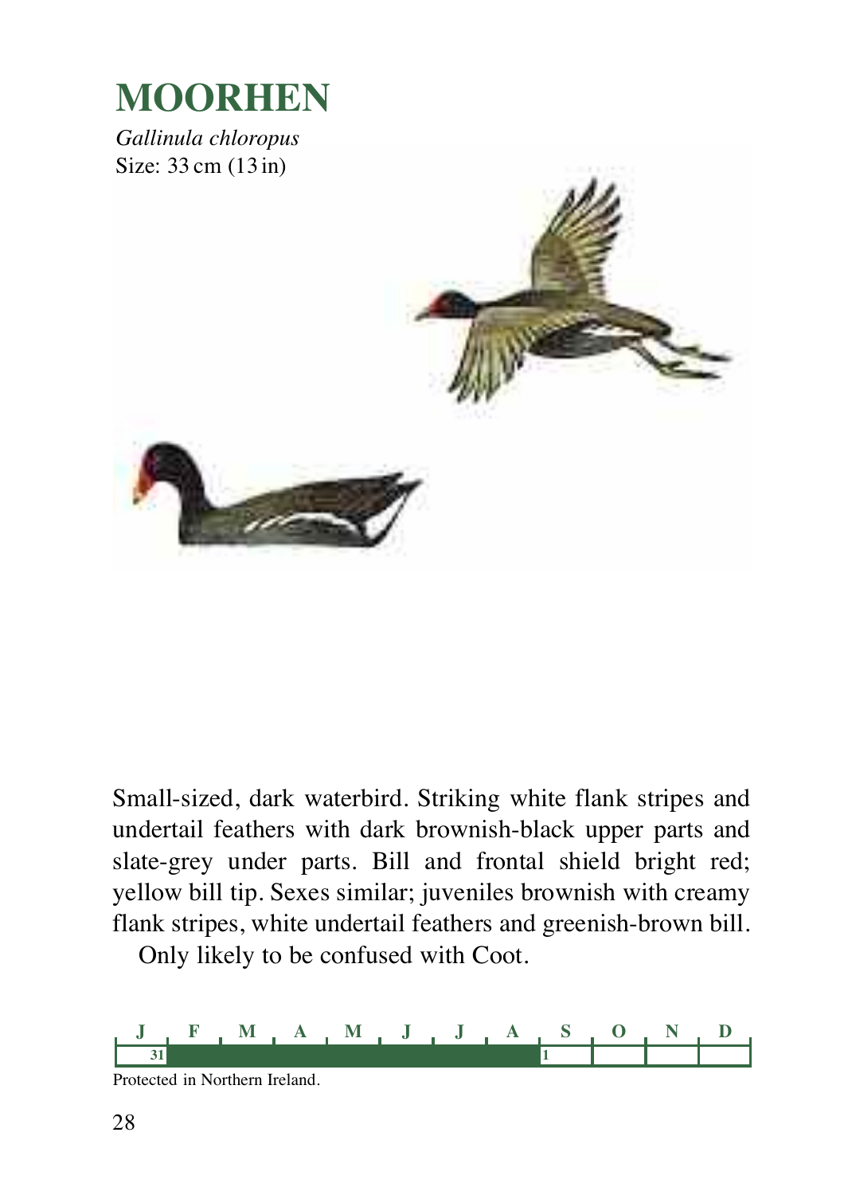# MOORHEN

*Gallinula chloropus*
Size: 33 cm (13 in)

Small-sized, dark waterbird. Striking white flank stripes and undertail feathers with dark brownish-black upper parts and slate-grey under parts. Bill and frontal shield bright red; yellow bill tip. Sexes similar; juveniles brownish with creamy flank stripes, white undertail feathers and greenish-brown bill.

Only likely to be confused with Coot.

| J | F | M | A | M | J | J | A | S | O | N | D |
|---|---|---|---|---|---|---|---|---|---|---|---|
| 31 | | | | | | | | 1 | | | |

Protected in Northern Ireland.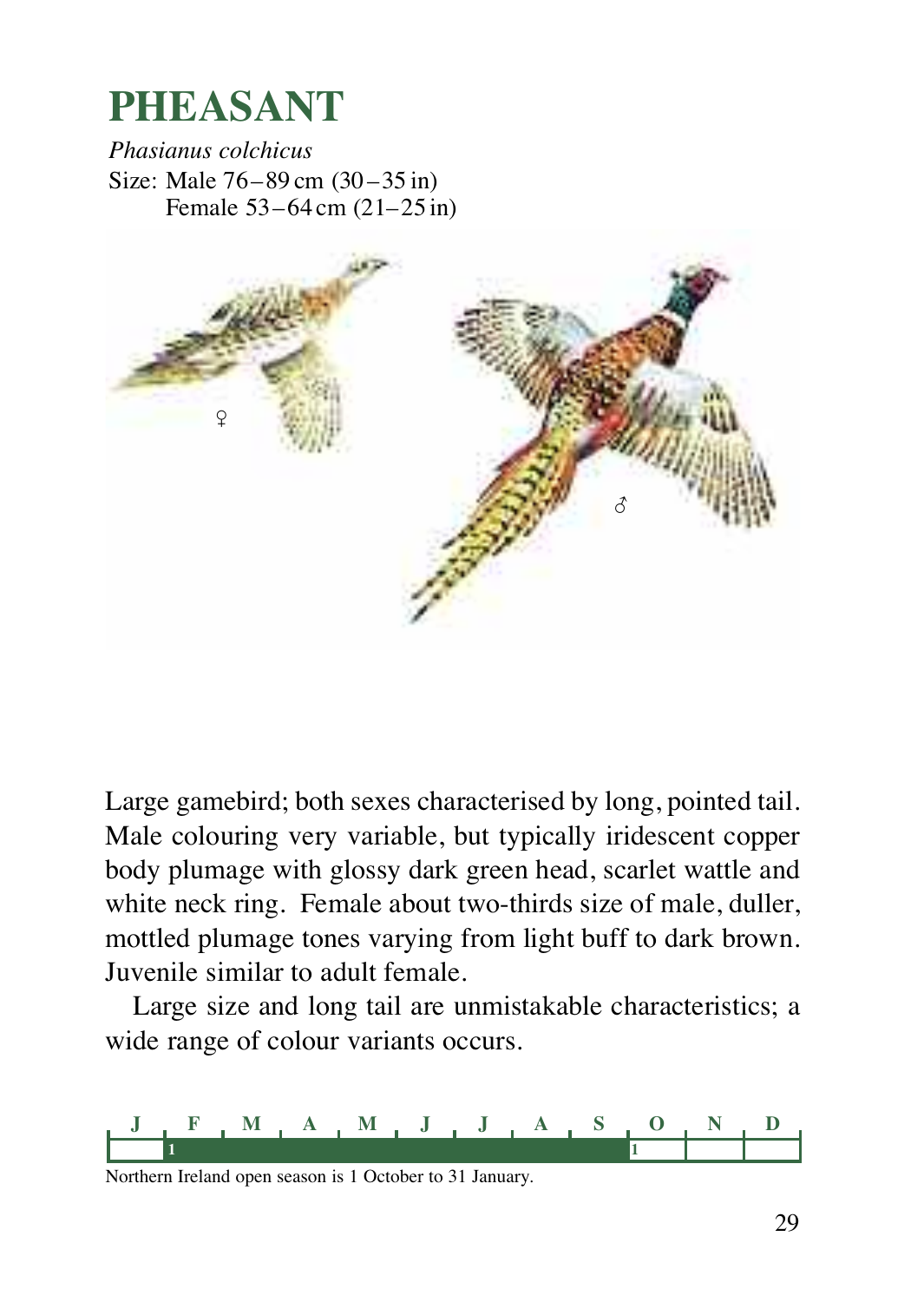# PHEASANT

*Phasianus colchicus*

Size: Male 76–89 cm (30–35 in)
Female 53–64 cm (21–25 in)

Large gamebird; both sexes characterised by long, pointed tail. Male colouring very variable, but typically iridescent copper body plumage with glossy dark green head, scarlet wattle and white neck ring. Female about two-thirds size of male, duller, mottled plumage tones varying from light buff to dark brown. Juvenile similar to adult female.

Large size and long tail are unmistakable characteristics; a wide range of colour variants occurs.

| J | F | M | A | M | J | J | A | S | O | N | D |
|---|---|---|---|---|---|---|---|---|---|---|---|
| | 1 | | | | | | | | 1 | | |

Northern Ireland open season is 1 October to 31 January.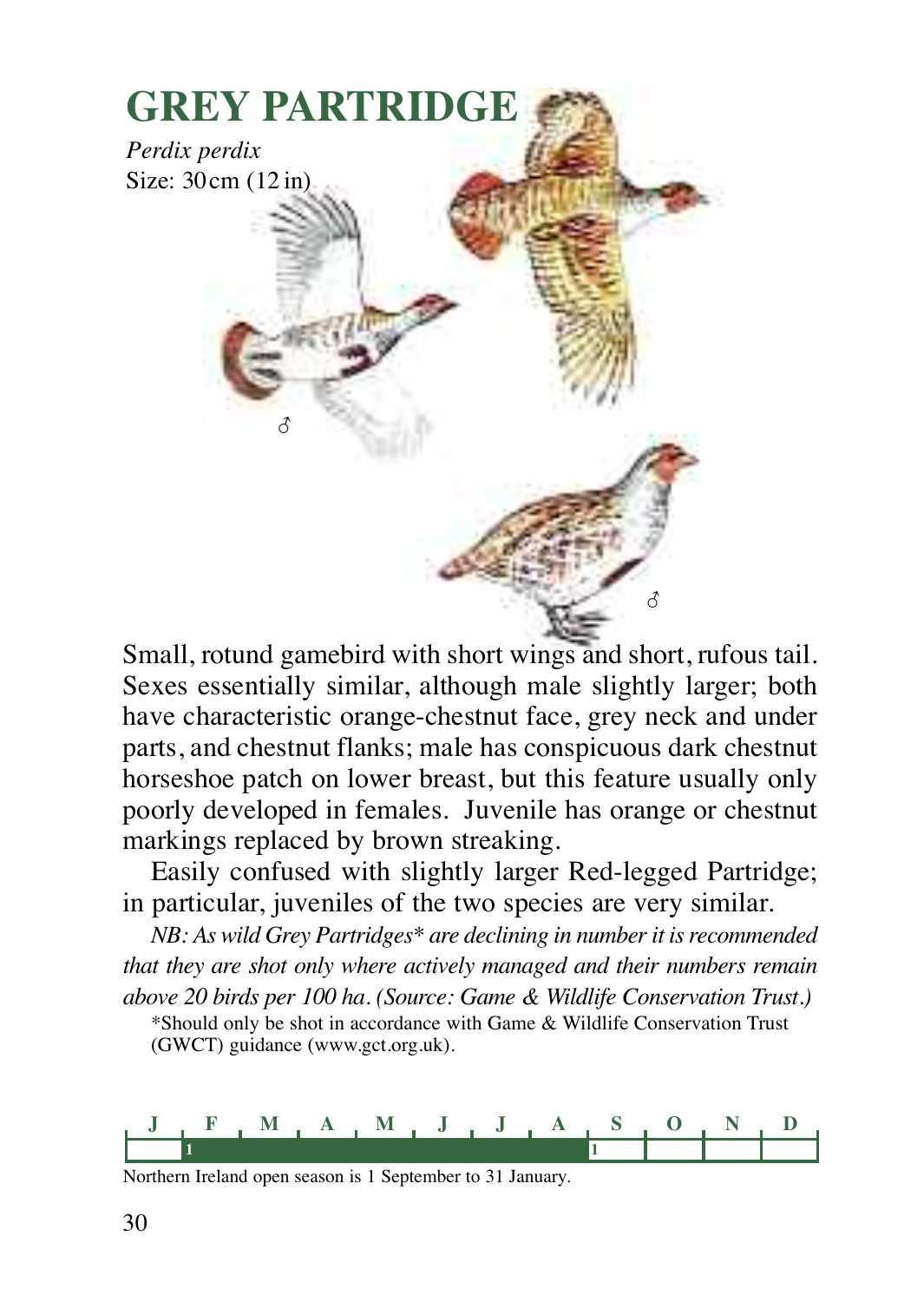# GREY PARTRIDGE

*Perdix perdix*
Size: 30 cm (12 in)

♂

♂

Small, rotund gamebird with short wings and short, rufous tail. Sexes essentially similar, although male slightly larger; both have characteristic orange-chestnut face, grey neck and under parts, and chestnut flanks; male has conspicuous dark chestnut horseshoe patch on lower breast, but this feature usually only poorly developed in females. Juvenile has orange or chestnut markings replaced by brown streaking.

Easily confused with slightly larger Red-legged Partridge; in particular, juveniles of the two species are very similar.

*NB: As wild Grey Partridges* are declining in number it is recommended that they are shot only where actively managed and their numbers remain above 20 birds per 100 ha. (Source: Game & Wildlife Conservation Trust.)*

*Should only be shot in accordance with Game & Wildlife Conservation Trust (GWCT) guidance (www.gct.org.uk).

| J | F | M | A | M | J | J | A | S | O | N | D |
|---|---|---|---|---|---|---|---|---|---|---|---|
| | 1 | | | | | | | 1 | | | |

Northern Ireland open season is 1 September to 31 January.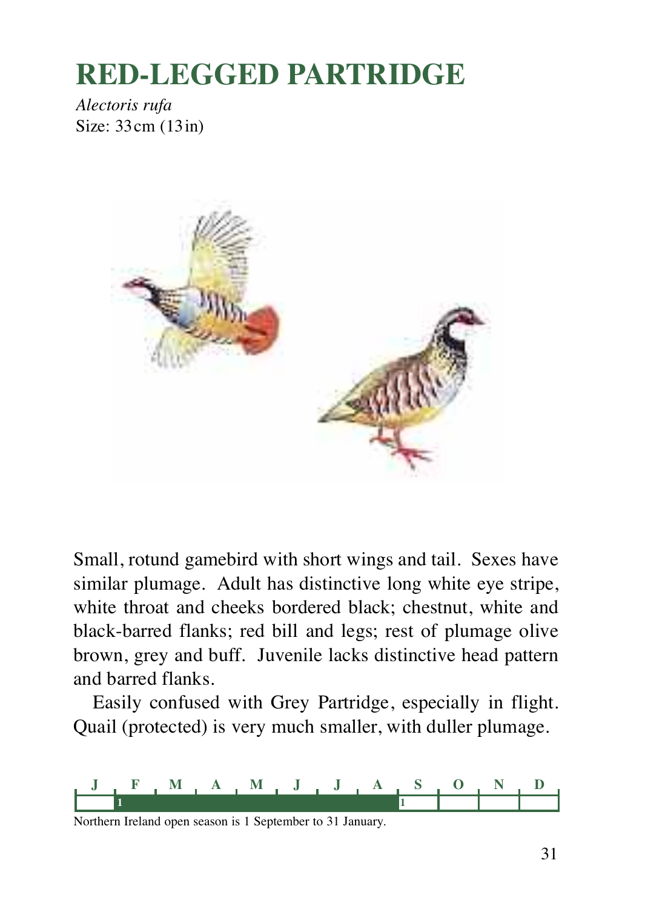# RED-LEGGED PARTRIDGE

*Alectoris rufa*
Size: 33 cm (13 in)

Small, rotund gamebird with short wings and tail. Sexes have similar plumage. Adult has distinctive long white eye stripe, white throat and cheeks bordered black; chestnut, white and black-barred flanks; red bill and legs; rest of plumage olive brown, grey and buff. Juvenile lacks distinctive head pattern and barred flanks.

Easily confused with Grey Partridge, especially in flight. Quail (protected) is very much smaller, with duller plumage.

| J | F | M | A | M | J | J | A | S | O | N | D |
|---|---|---|---|---|---|---|---|---|---|---|---|
| | 1 | | | | | | | 1 | | | |

Northern Ireland open season is 1 September to 31 January.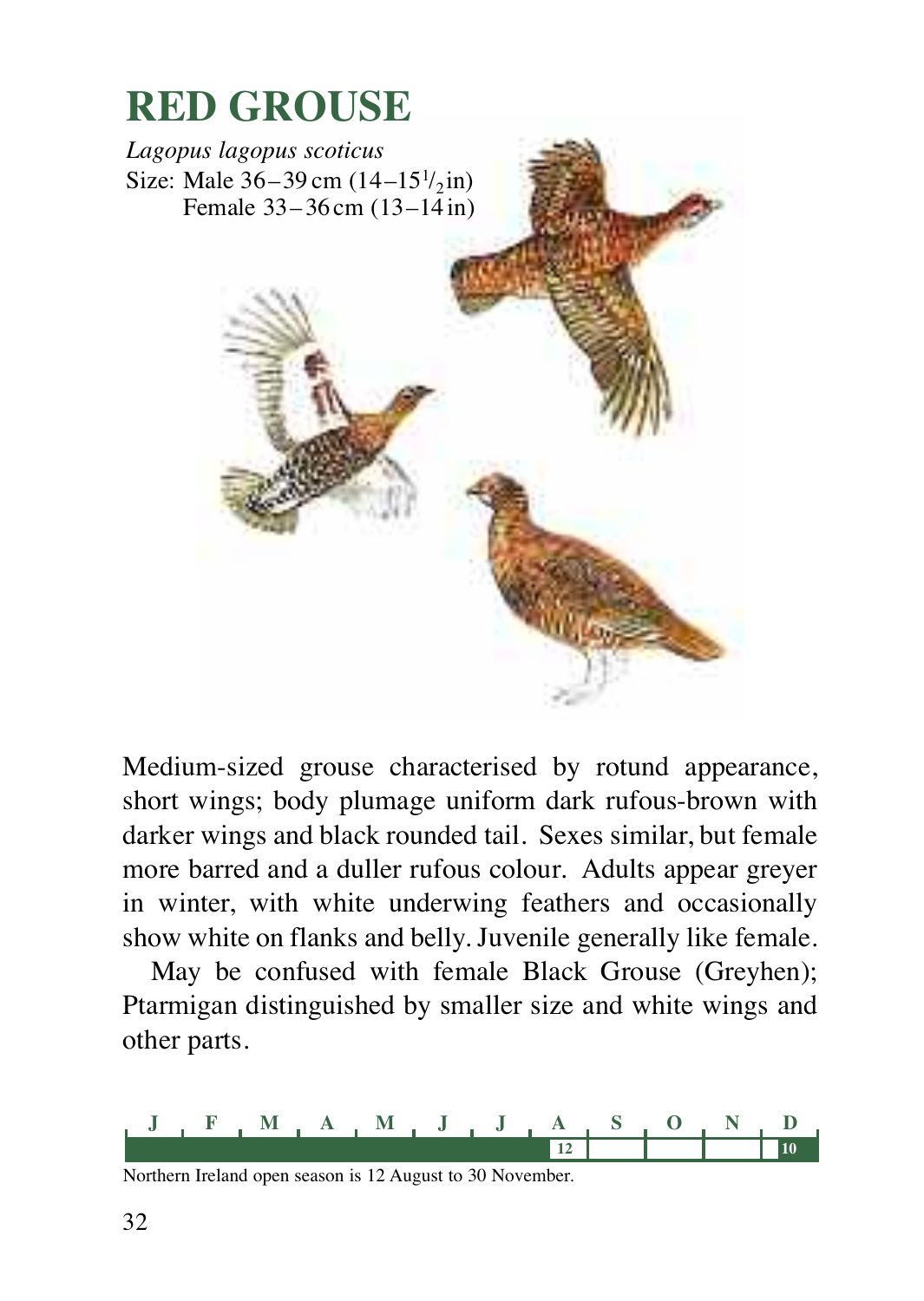# RED GROUSE

*Lagopus lagopus scoticus*

Size: Male 36–39 cm (14–15½ in)
Female 33–36 cm (13–14 in)

Medium-sized grouse characterised by rotund appearance, short wings; body plumage uniform dark rufous-brown with darker wings and black rounded tail. Sexes similar, but female more barred and a duller rufous colour. Adults appear greyer in winter, with white underwing feathers and occasionally show white on flanks and belly. Juvenile generally like female.

May be confused with female Black Grouse (Greyhen); Ptarmigan distinguished by smaller size and white wings and other parts.

| J | F | M | A | M | J | J | A | S | O | N | D |
|---|---|---|---|---|---|---|---|---|---|---|---|
| | | | | | | | 12 | | | | 10 |

Northern Ireland open season is 12 August to 30 November.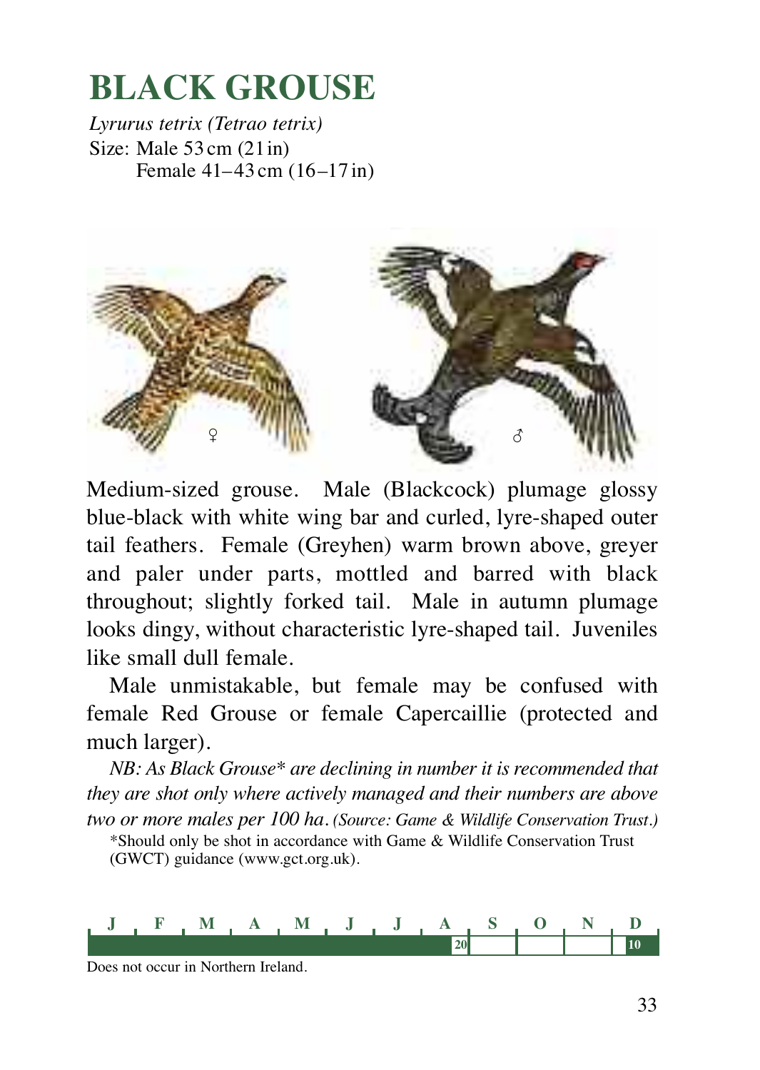# BLACK GROUSE

*Lyrurus tetrix (Tetrao tetrix)*
Size: Male 53 cm (21 in)
Female 41–43 cm (16–17 in)

Medium-sized grouse. Male (Blackcock) plumage glossy blue-black with white wing bar and curled, lyre-shaped outer tail feathers. Female (Greyhen) warm brown above, greyer and paler under parts, mottled and barred with black throughout; slightly forked tail. Male in autumn plumage looks dingy, without characteristic lyre-shaped tail. Juveniles like small dull female.

Male unmistakable, but female may be confused with female Red Grouse or female Capercaillie (protected and much larger).

*NB: As Black Grouse\* are declining in number it is recommended that they are shot only where actively managed and their numbers are above two or more males per 100 ha. (Source: Game & Wildlife Conservation Trust.)*

\*Should only be shot in accordance with Game & Wildlife Conservation Trust (GWCT) guidance (www.gct.org.uk).

| J | F | M | A | M | J | J | A | S | O | N | D |
|---|---|---|---|---|---|---|---|---|---|---|---|
| | | | | | | | 20 | | | | 10 |

Does not occur in Northern Ireland.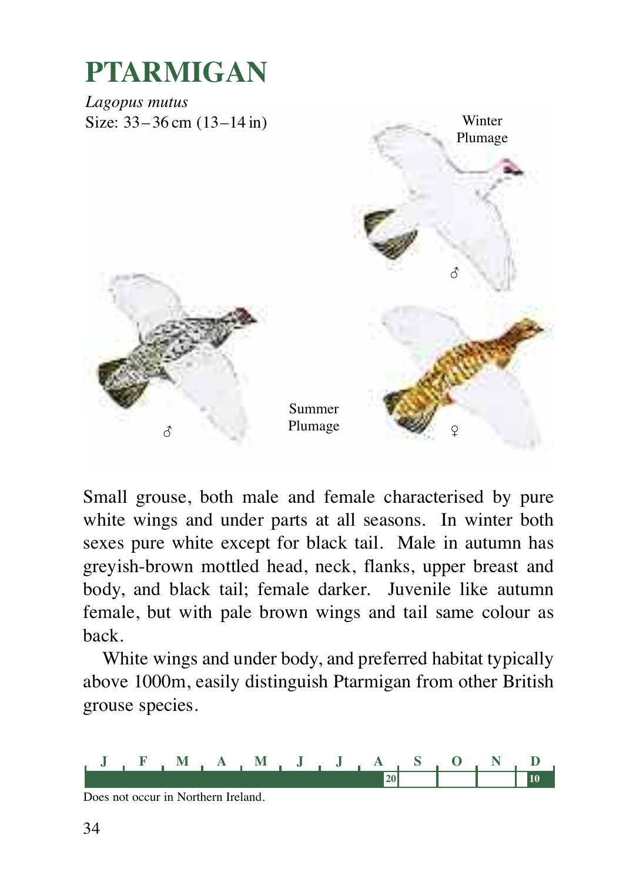# PTARMIGAN

*Lagopus mutus*
Size: 33–36 cm (13–14 in)

Winter Plumage

♂

Summer Plumage

♂ ♀

Small grouse, both male and female characterised by pure white wings and under parts at all seasons. In winter both sexes pure white except for black tail. Male in autumn has greyish-brown mottled head, neck, flanks, upper breast and body, and black tail; female darker. Juvenile like autumn female, but with pale brown wings and tail same colour as back.

White wings and under body, and preferred habitat typically above 1000m, easily distinguish Ptarmigan from other British grouse species.

| J | F | M | A | M | J | J | A | S | O | N | D |
|---|---|---|---|---|---|---|---|---|---|---|---|
| | | | | | | | 20 | | | | 10 |

Does not occur in Northern Ireland.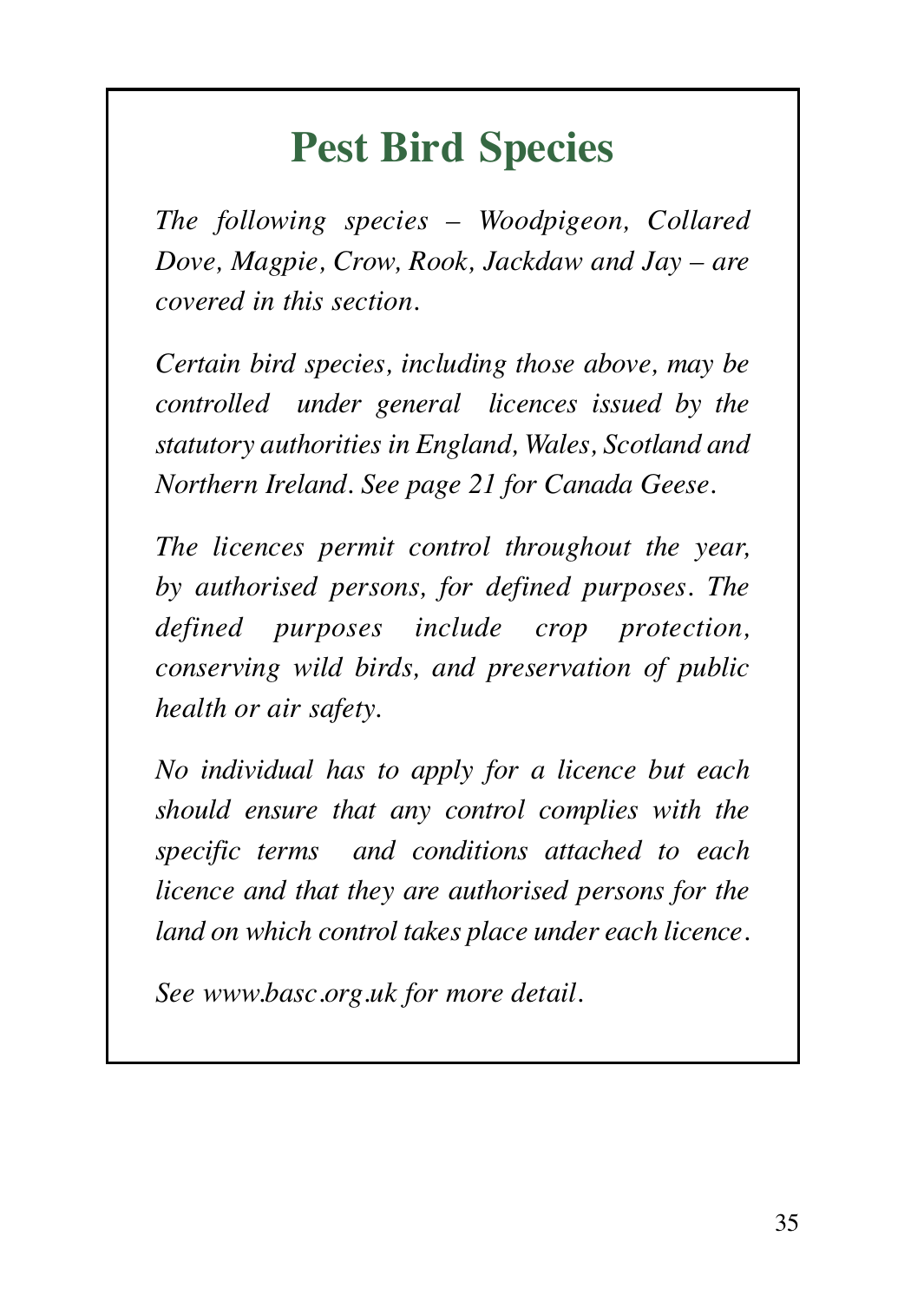# Pest Bird Species

*The following species – Woodpigeon, Collared Dove, Magpie, Crow, Rook, Jackdaw and Jay – are covered in this section.*

*Certain bird species, including those above, may be controlled under general licences issued by the statutory authorities in England, Wales, Scotland and Northern Ireland. See page 21 for Canada Geese.*

*The licences permit control throughout the year, by authorised persons, for defined purposes. The defined purposes include crop protection, conserving wild birds, and preservation of public health or air safety.*

*No individual has to apply for a licence but each should ensure that any control complies with the specific terms and conditions attached to each licence and that they are authorised persons for the land on which control takes place under each licence.*

*See www.basc.org.uk for more detail.*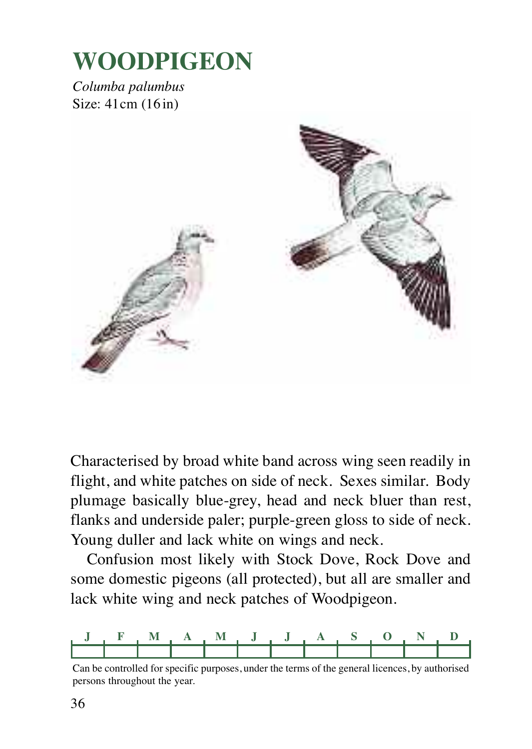# WOODPIGEON

*Columba palumbus*
Size: 41 cm (16 in)

Characterised by broad white band across wing seen readily in flight, and white patches on side of neck. Sexes similar. Body plumage basically blue-grey, head and neck bluer than rest, flanks and underside paler; purple-green gloss to side of neck. Young duller and lack white on wings and neck.

Confusion most likely with Stock Dove, Rock Dove and some domestic pigeons (all protected), but all are smaller and lack white wing and neck patches of Woodpigeon.

| J | F | M | A | M | J | J | A | S | O | N | D |
|---|---|---|---|---|---|---|---|---|---|---|---|
| | | | | | | | | | | | |

Can be controlled for specific purposes, under the terms of the general licences, by authorised persons throughout the year.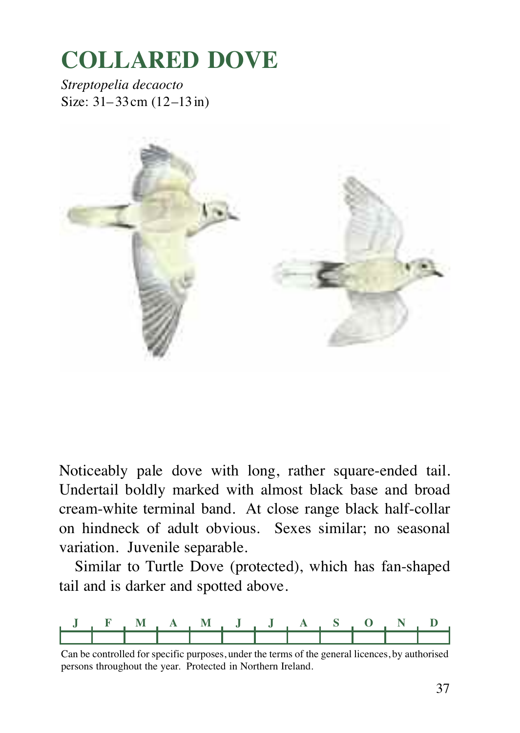# COLLARED DOVE

*Streptopelia decaocto*
Size: 31–33 cm (12–13 in)

Noticeably pale dove with long, rather square-ended tail. Undertail boldly marked with almost black base and broad cream-white terminal band. At close range black half-collar on hindneck of adult obvious. Sexes similar; no seasonal variation. Juvenile separable.

Similar to Turtle Dove (protected), which has fan-shaped tail and is darker and spotted above.

| J | F | M | A | M | J | J | A | S | O | N | D |
|---|---|---|---|---|---|---|---|---|---|---|---|
| | | | | | | | | | | | |

Can be controlled for specific purposes, under the terms of the general licences, by authorised persons throughout the year. Protected in Northern Ireland.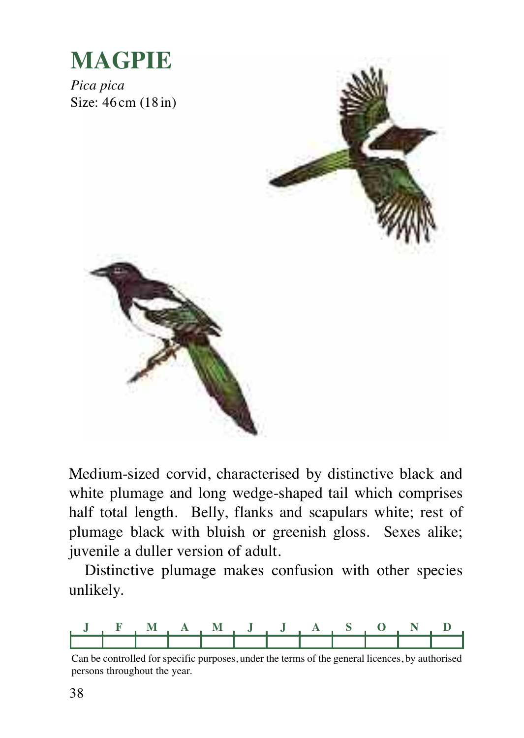# MAGPIE

*Pica pica*
Size: 46 cm (18 in)

Medium-sized corvid, characterised by distinctive black and white plumage and long wedge-shaped tail which comprises half total length. Belly, flanks and scapulars white; rest of plumage black with bluish or greenish gloss. Sexes alike; juvenile a duller version of adult.

Distinctive plumage makes confusion with other species unlikely.

| J | F | M | A | M | J | J | A | S | O | N | D |
|---|---|---|---|---|---|---|---|---|---|---|---|
| | | | | | | | | | | | |

Can be controlled for specific purposes, under the terms of the general licences, by authorised persons throughout the year.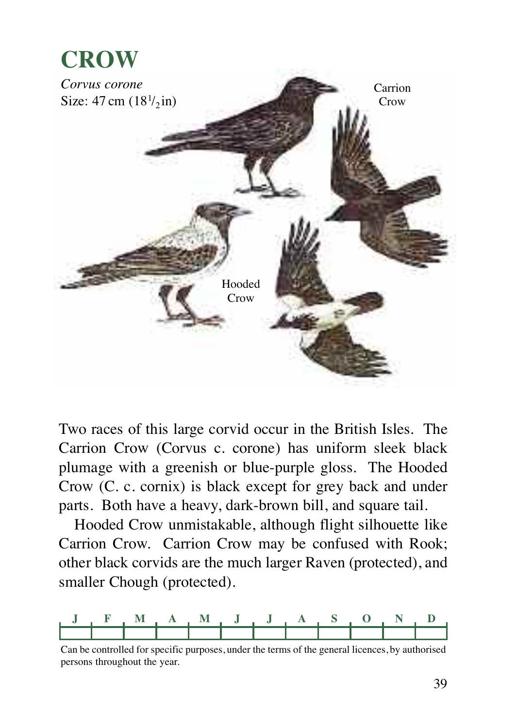# CROW

*Corvus corone*
Size: 47 cm (18½ in)

Carrion Crow

Hooded Crow

Two races of this large corvid occur in the British Isles. The Carrion Crow (Corvus c. corone) has uniform sleek black plumage with a greenish or blue-purple gloss. The Hooded Crow (C. c. cornix) is black except for grey back and under parts. Both have a heavy, dark-brown bill, and square tail.

Hooded Crow unmistakable, although flight silhouette like Carrion Crow. Carrion Crow may be confused with Rook; other black corvids are the much larger Raven (protected), and smaller Chough (protected).

| J | F | M | A | M | J | J | A | S | O | N | D |
|---|---|---|---|---|---|---|---|---|---|---|---|
| | | | | | | | | | | | |

Can be controlled for specific purposes, under the terms of the general licences, by authorised persons throughout the year.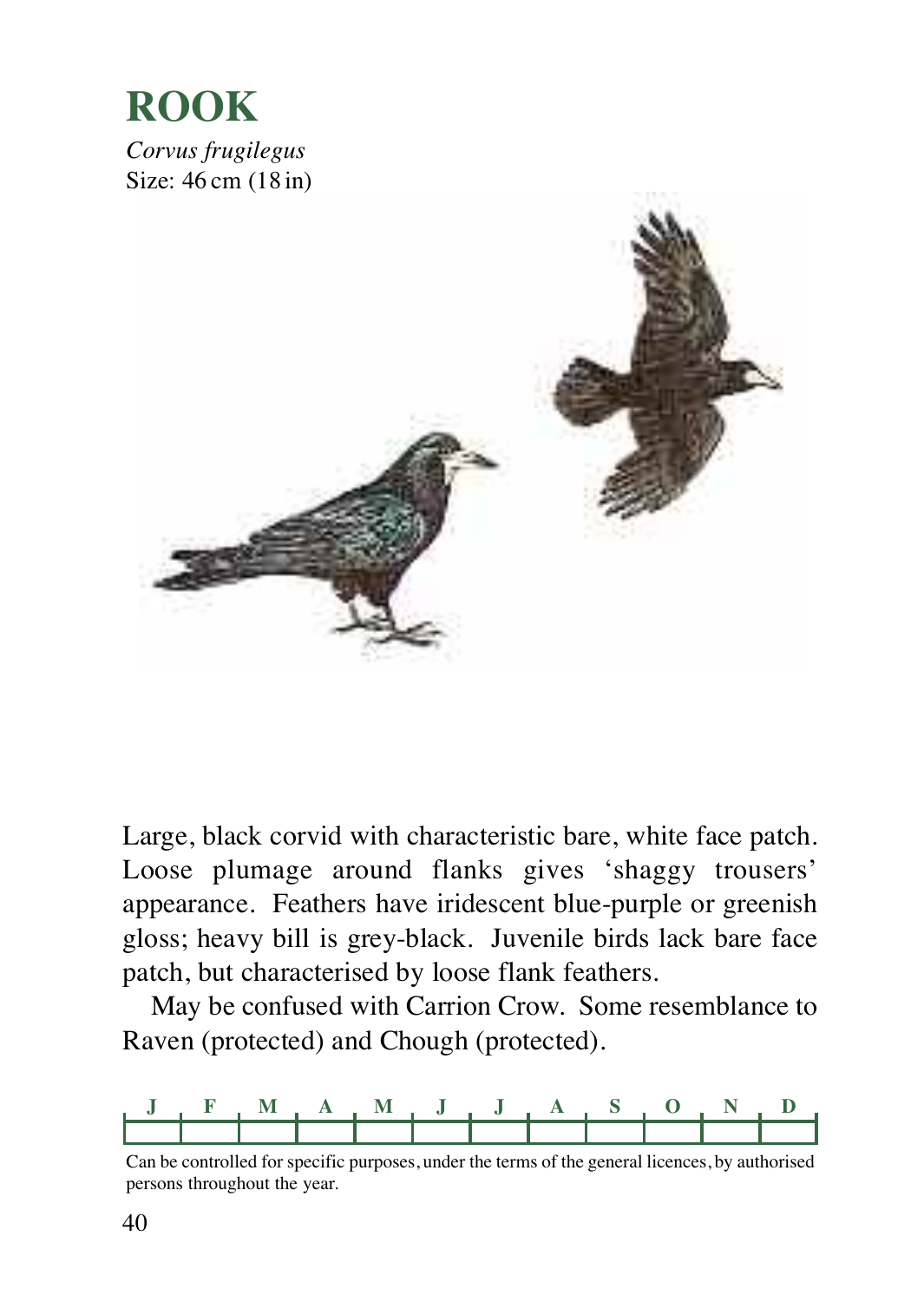# ROOK

*Corvus frugilegus*
Size: 46 cm (18 in)

Large, black corvid with characteristic bare, white face patch. Loose plumage around flanks gives 'shaggy trousers' appearance. Feathers have iridescent blue-purple or greenish gloss; heavy bill is grey-black. Juvenile birds lack bare face patch, but characterised by loose flank feathers.

May be confused with Carrion Crow. Some resemblance to Raven (protected) and Chough (protected).

| J | F | M | A | M | J | J | A | S | O | N | D |
|---|---|---|---|---|---|---|---|---|---|---|---|
| | | | | | | | | | | | |

Can be controlled for specific purposes, under the terms of the general licences, by authorised persons throughout the year.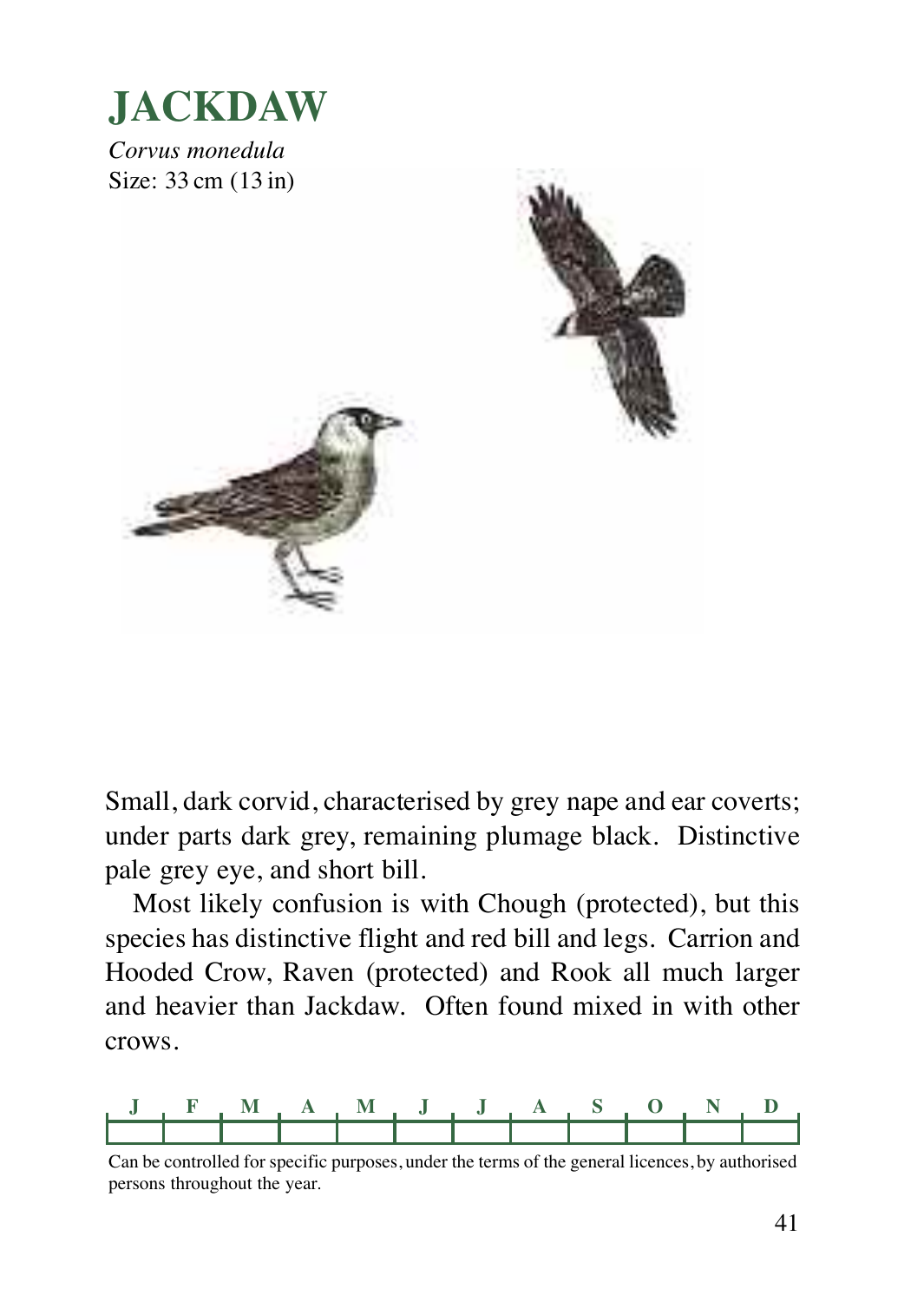# JACKDAW

*Corvus monedula*
Size: 33 cm (13 in)

Small, dark corvid, characterised by grey nape and ear coverts; under parts dark grey, remaining plumage black. Distinctive pale grey eye, and short bill.

Most likely confusion is with Chough (protected), but this species has distinctive flight and red bill and legs. Carrion and Hooded Crow, Raven (protected) and Rook all much larger and heavier than Jackdaw. Often found mixed in with other crows.

| J | F | M | A | M | J | J | A | S | O | N | D |
|---|---|---|---|---|---|---|---|---|---|---|---|
| | | | | | | | | | | | |

Can be controlled for specific purposes, under the terms of the general licences, by authorised persons throughout the year.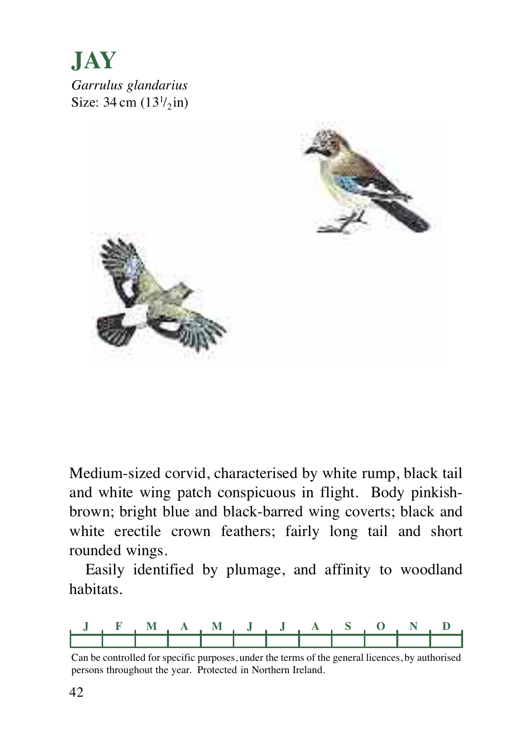# JAY

*Garrulus glandarius*
Size: 34 cm ($13^1/_2$ in)

Medium-sized corvid, characterised by white rump, black tail and white wing patch conspicuous in flight. Body pinkish-brown; bright blue and black-barred wing coverts; black and white erectile crown feathers; fairly long tail and short rounded wings.

Easily identified by plumage, and affinity to woodland habitats.

| J | F | M | A | M | J | J | A | S | O | N | D |
|---|---|---|---|---|---|---|---|---|---|---|---|
| | | | | | | | | | | | |

Can be controlled for specific purposes, under the terms of the general licences, by authorised persons throughout the year. Protected in Northern Ireland.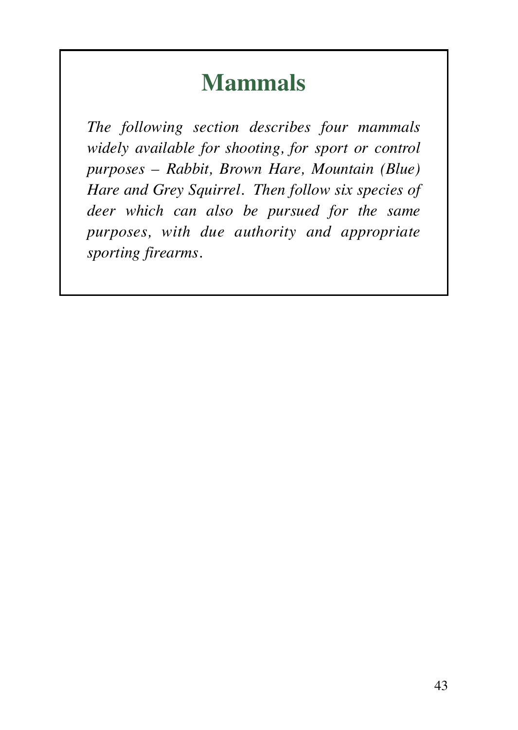# Mammals

*The following section describes four mammals widely available for shooting, for sport or control purposes – Rabbit, Brown Hare, Mountain (Blue) Hare and Grey Squirrel. Then follow six species of deer which can also be pursued for the same purposes, with due authority and appropriate sporting firearms.*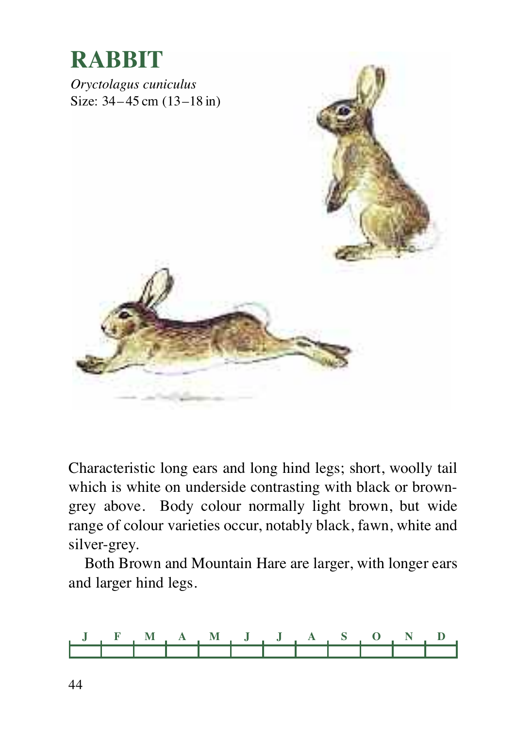# RABBIT

*Oryctolagus cuniculus*
Size: 34–45 cm (13–18 in)

Characteristic long ears and long hind legs; short, woolly tail which is white on underside contrasting with black or brown-grey above. Body colour normally light brown, but wide range of colour varieties occur, notably black, fawn, white and silver-grey.

Both Brown and Mountain Hare are larger, with longer ears and larger hind legs.

| J | F | M | A | M | J | J | A | S | O | N | D |
|---|---|---|---|---|---|---|---|---|---|---|---|
| | | | | | | | | | | | |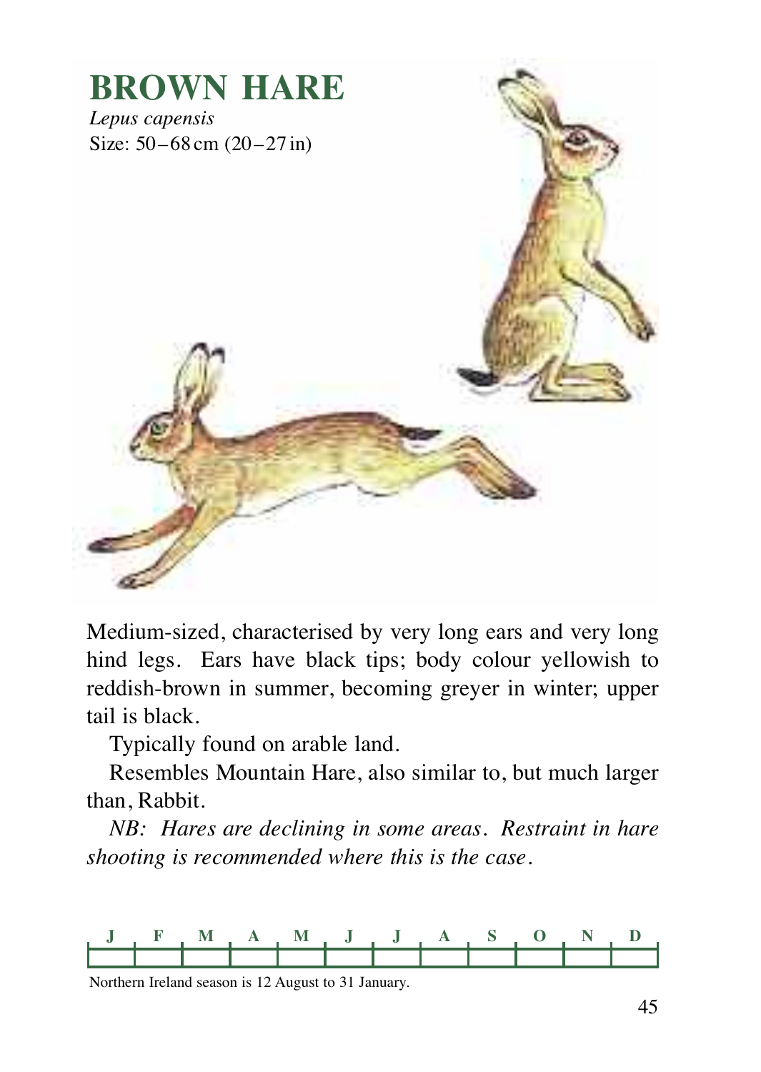# BROWN HARE

*Lepus capensis*
Size: 50 – 68 cm (20 – 27 in)

Medium-sized, characterised by very long ears and very long hind legs. Ears have black tips; body colour yellowish to reddish-brown in summer, becoming greyer in winter; upper tail is black.

Typically found on arable land.

Resembles Mountain Hare, also similar to, but much larger than, Rabbit.

*NB: Hares are declining in some areas. Restraint in hare shooting is recommended where this is the case.*

| J | F | M | A | M | J | J | A | S | O | N | D |
|---|---|---|---|---|---|---|---|---|---|---|---|
| | | | | | | | | | | | |

Northern Ireland season is 12 August to 31 January.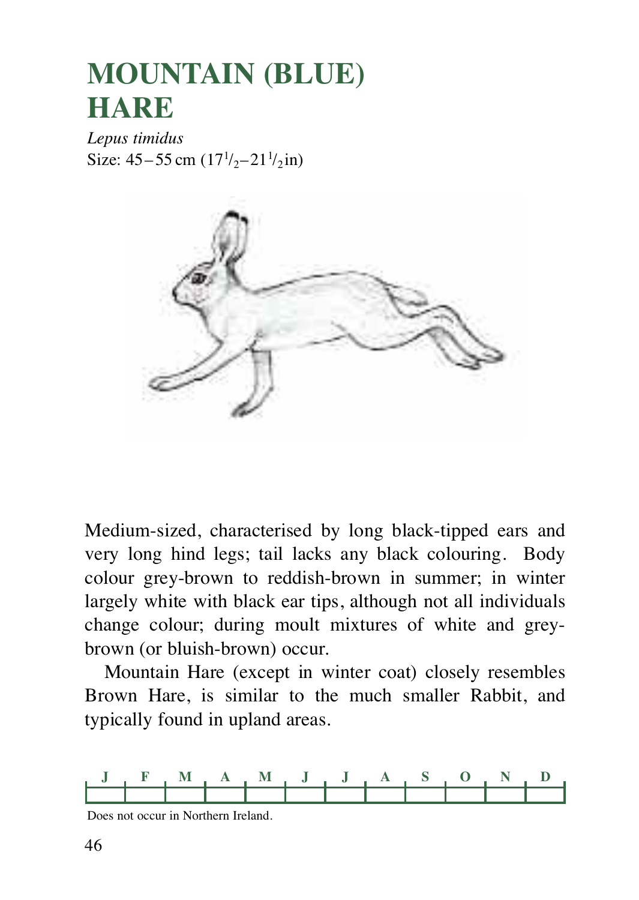# MOUNTAIN (BLUE) HARE

*Lepus timidus*
Size: 45–55 cm (17½–21½ in)

Medium-sized, characterised by long black-tipped ears and very long hind legs; tail lacks any black colouring. Body colour grey-brown to reddish-brown in summer; in winter largely white with black ear tips, although not all individuals change colour; during moult mixtures of white and grey-brown (or bluish-brown) occur.

Mountain Hare (except in winter coat) closely resembles Brown Hare, is similar to the much smaller Rabbit, and typically found in upland areas.

| J | F | M | A | M | J | J | A | S | O | N | D |
|---|---|---|---|---|---|---|---|---|---|---|---|
| | | | | | | | | | | | |

Does not occur in Northern Ireland.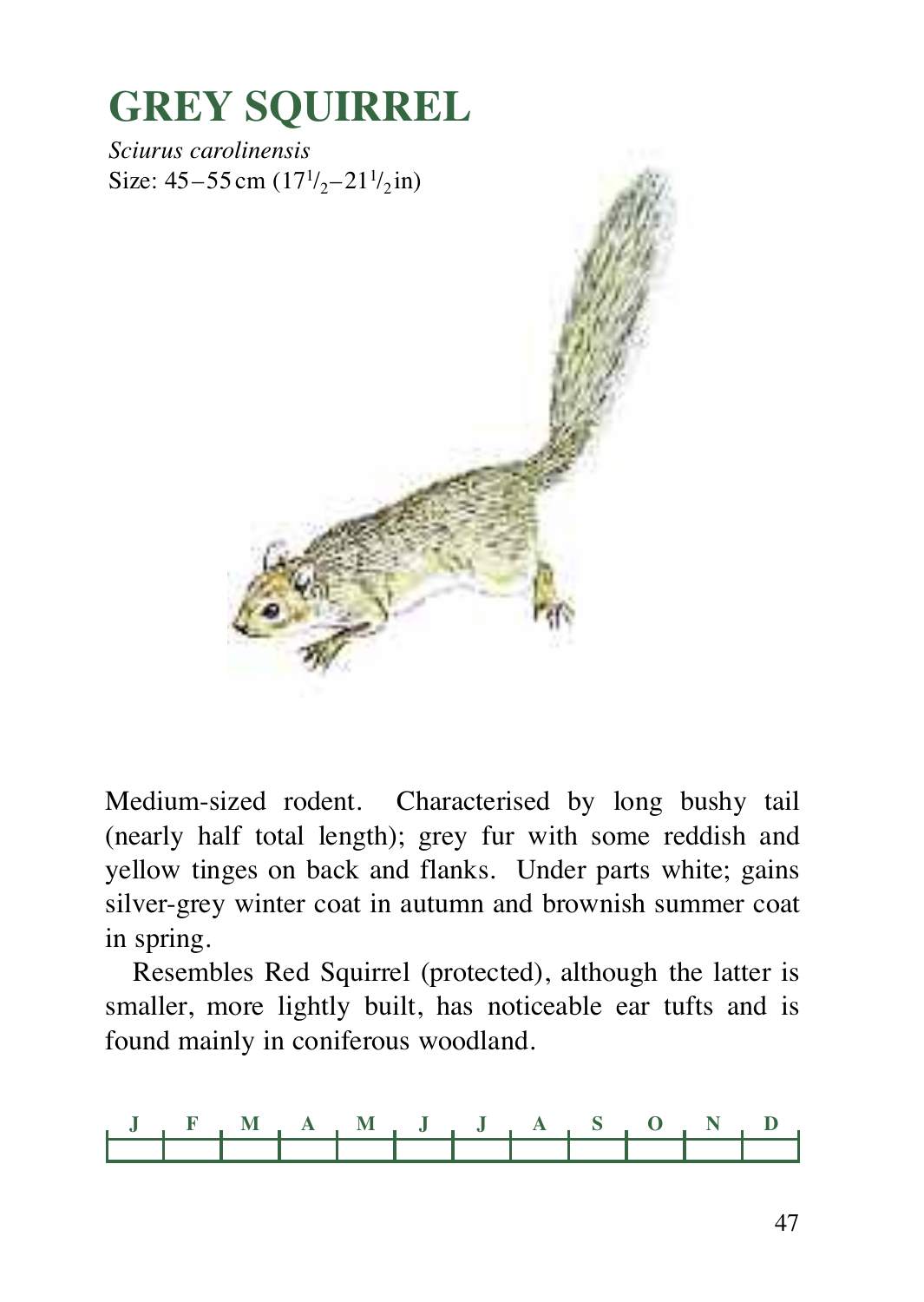# GREY SQUIRREL

*Sciurus carolinensis*
Size: 45–55 cm (17½–21½ in)

Medium-sized rodent. Characterised by long bushy tail (nearly half total length); grey fur with some reddish and yellow tinges on back and flanks. Under parts white; gains silver-grey winter coat in autumn and brownish summer coat in spring.

Resembles Red Squirrel (protected), although the latter is smaller, more lightly built, has noticeable ear tufts and is found mainly in coniferous woodland.

| J | F | M | A | M | J | J | A | S | O | N | D |
|---|---|---|---|---|---|---|---|---|---|---|---|
| | | | | | | | | | | | |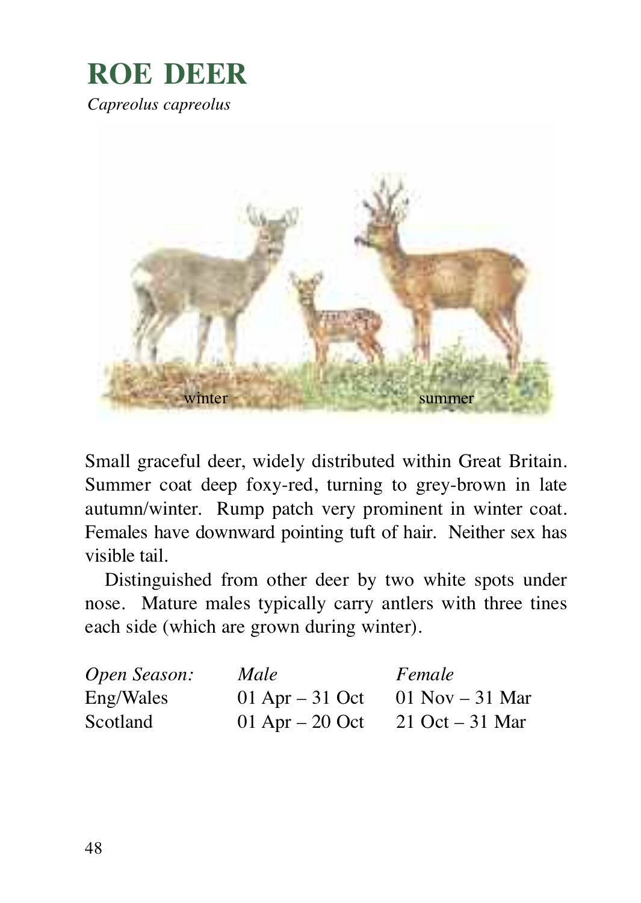# ROE DEER

*Capreolus capreolus*

winter summer

Small graceful deer, widely distributed within Great Britain. Summer coat deep foxy-red, turning to grey-brown in late autumn/winter. Rump patch very prominent in winter coat. Females have downward pointing tuft of hair. Neither sex has visible tail.

Distinguished from other deer by two white spots under nose. Mature males typically carry antlers with three tines each side (which are grown during winter).

| *Open Season:* | *Male* | *Female* |
|---|---|---|
| Eng/Wales | 01 Apr – 31 Oct | 01 Nov – 31 Mar |
| Scotland | 01 Apr – 20 Oct | 21 Oct – 31 Mar |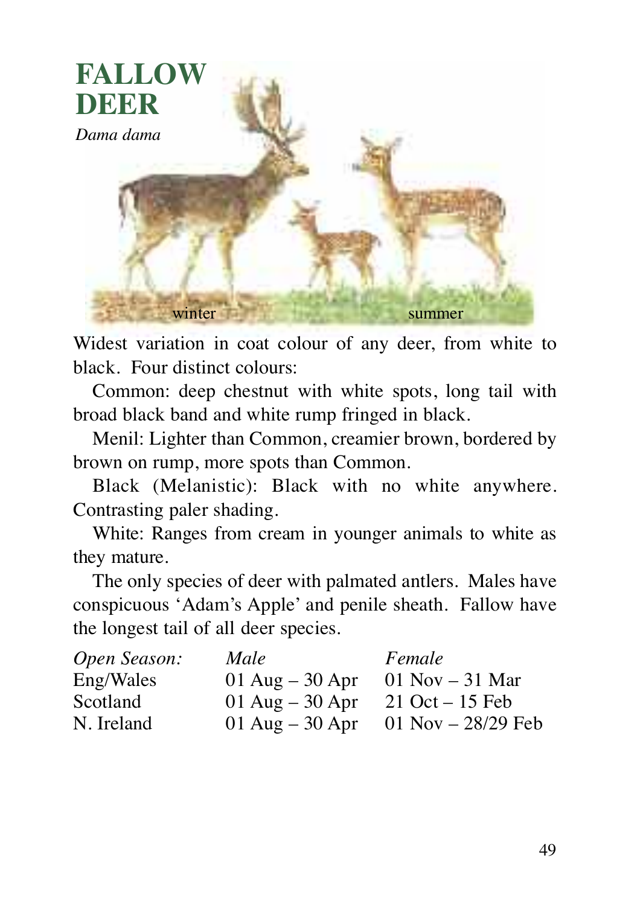# FALLOW DEER

*Dama dama*

winter summer

Widest variation in coat colour of any deer, from white to black. Four distinct colours:

Common: deep chestnut with white spots, long tail with broad black band and white rump fringed in black.

Menil: Lighter than Common, creamier brown, bordered by brown on rump, more spots than Common.

Black (Melanistic): Black with no white anywhere. Contrasting paler shading.

White: Ranges from cream in younger animals to white as they mature.

The only species of deer with palmated antlers. Males have conspicuous 'Adam's Apple' and penile sheath. Fallow have the longest tail of all deer species.

| *Open Season:* | *Male* | *Female* |
|---|---|---|
| Eng/Wales | 01 Aug – 30 Apr | 01 Nov – 31 Mar |
| Scotland | 01 Aug – 30 Apr | 21 Oct – 15 Feb |
| N. Ireland | 01 Aug – 30 Apr | 01 Nov – 28/29 Feb |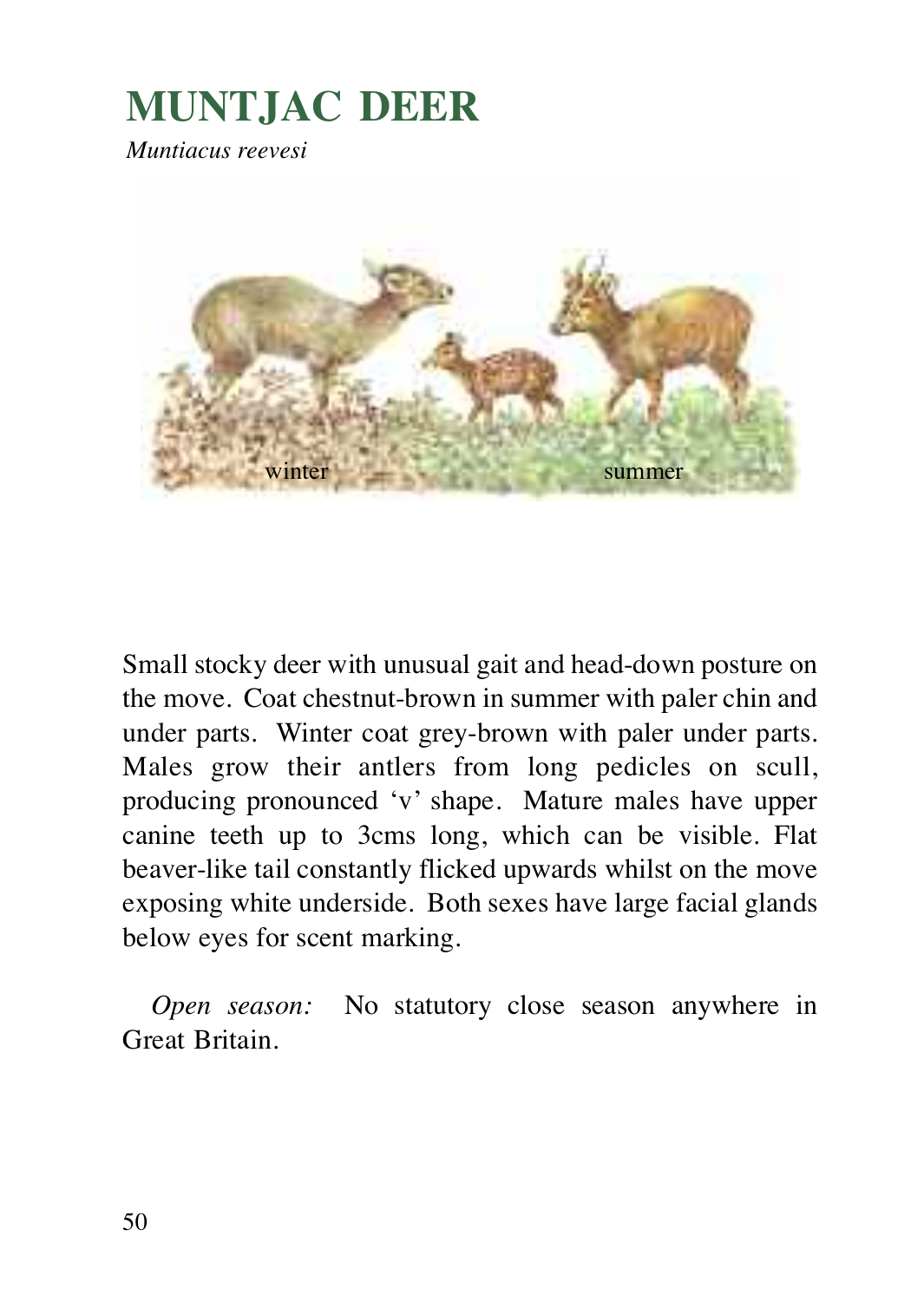# MUNTJAC DEER

*Muntiacus reevesi*

winter

summer

Small stocky deer with unusual gait and head-down posture on the move. Coat chestnut-brown in summer with paler chin and under parts. Winter coat grey-brown with paler under parts. Males grow their antlers from long pedicles on scull, producing pronounced ‘v’ shape. Mature males have upper canine teeth up to 3cms long, which can be visible. Flat beaver-like tail constantly flicked upwards whilst on the move exposing white underside. Both sexes have large facial glands below eyes for scent marking.

*Open season:* No statutory close season anywhere in Great Britain.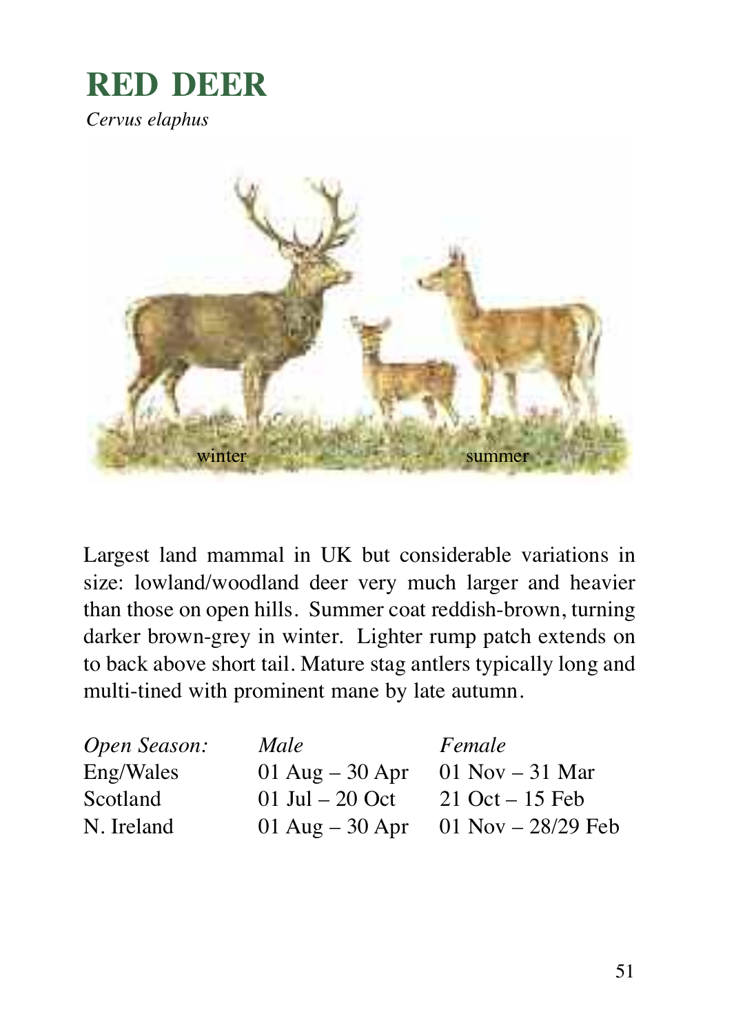# RED DEER

*Cervus elaphus*

winter summer

Largest land mammal in UK but considerable variations in size: lowland/woodland deer very much larger and heavier than those on open hills. Summer coat reddish-brown, turning darker brown-grey in winter. Lighter rump patch extends on to back above short tail. Mature stag antlers typically long and multi-tined with prominent mane by late autumn.

| *Open Season:* | *Male* | *Female* |
|---|---|---|
| Eng/Wales | 01 Aug – 30 Apr | 01 Nov – 31 Mar |
| Scotland | 01 Jul – 20 Oct | 21 Oct – 15 Feb |
| N. Ireland | 01 Aug – 30 Apr | 01 Nov – 28/29 Feb |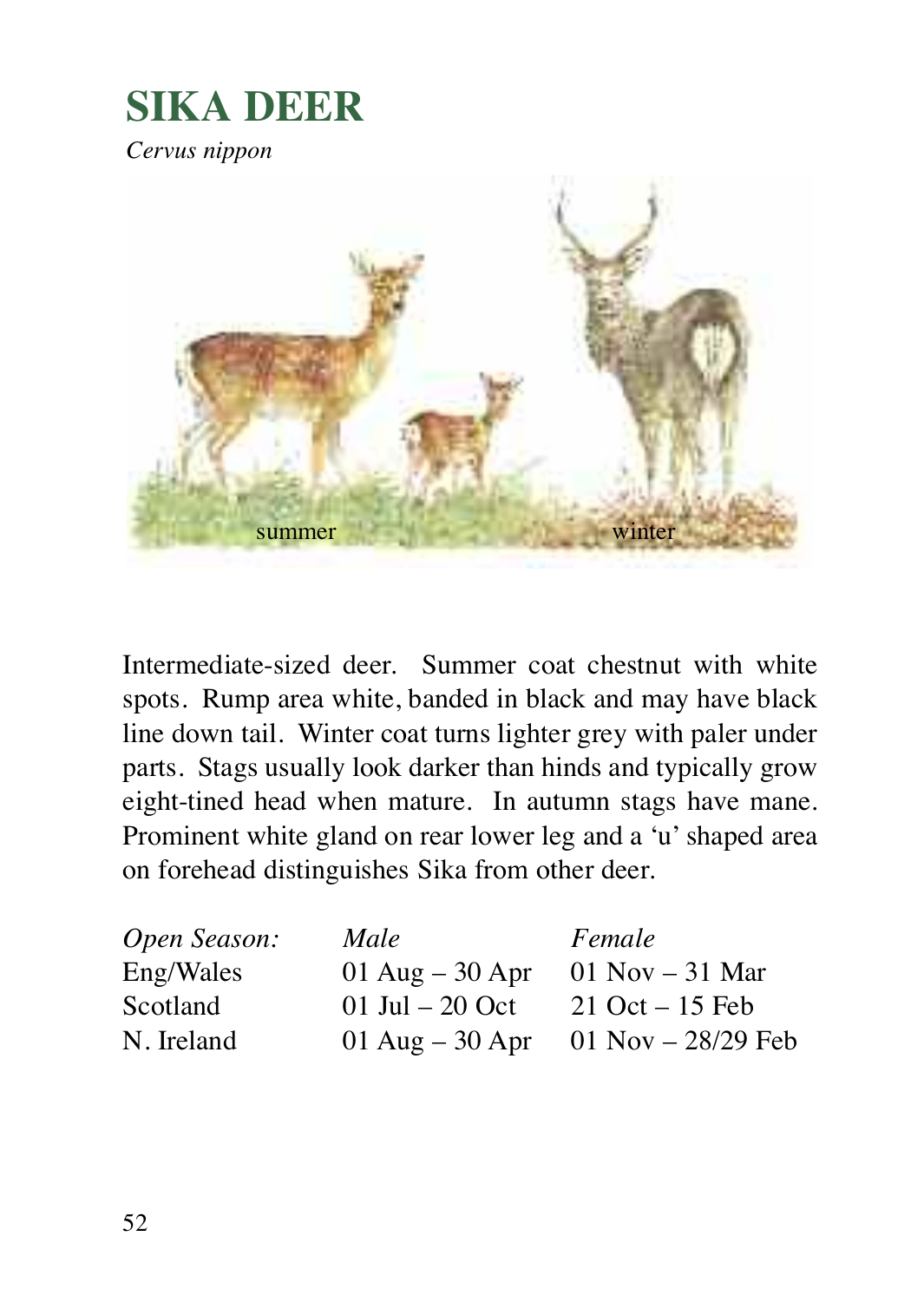# SIKA DEER

*Cervus nippon*

summer

winter

Intermediate-sized deer. Summer coat chestnut with white spots. Rump area white, banded in black and may have black line down tail. Winter coat turns lighter grey with paler under parts. Stags usually look darker than hinds and typically grow eight-tined head when mature. In autumn stags have mane. Prominent white gland on rear lower leg and a 'u' shaped area on forehead distinguishes Sika from other deer.

| *Open Season:* | *Male* | *Female* |
|---|---|---|
| Eng/Wales | 01 Aug – 30 Apr | 01 Nov – 31 Mar |
| Scotland | 01 Jul – 20 Oct | 21 Oct – 15 Feb |
| N. Ireland | 01 Aug – 30 Apr | 01 Nov – 28/29 Feb |